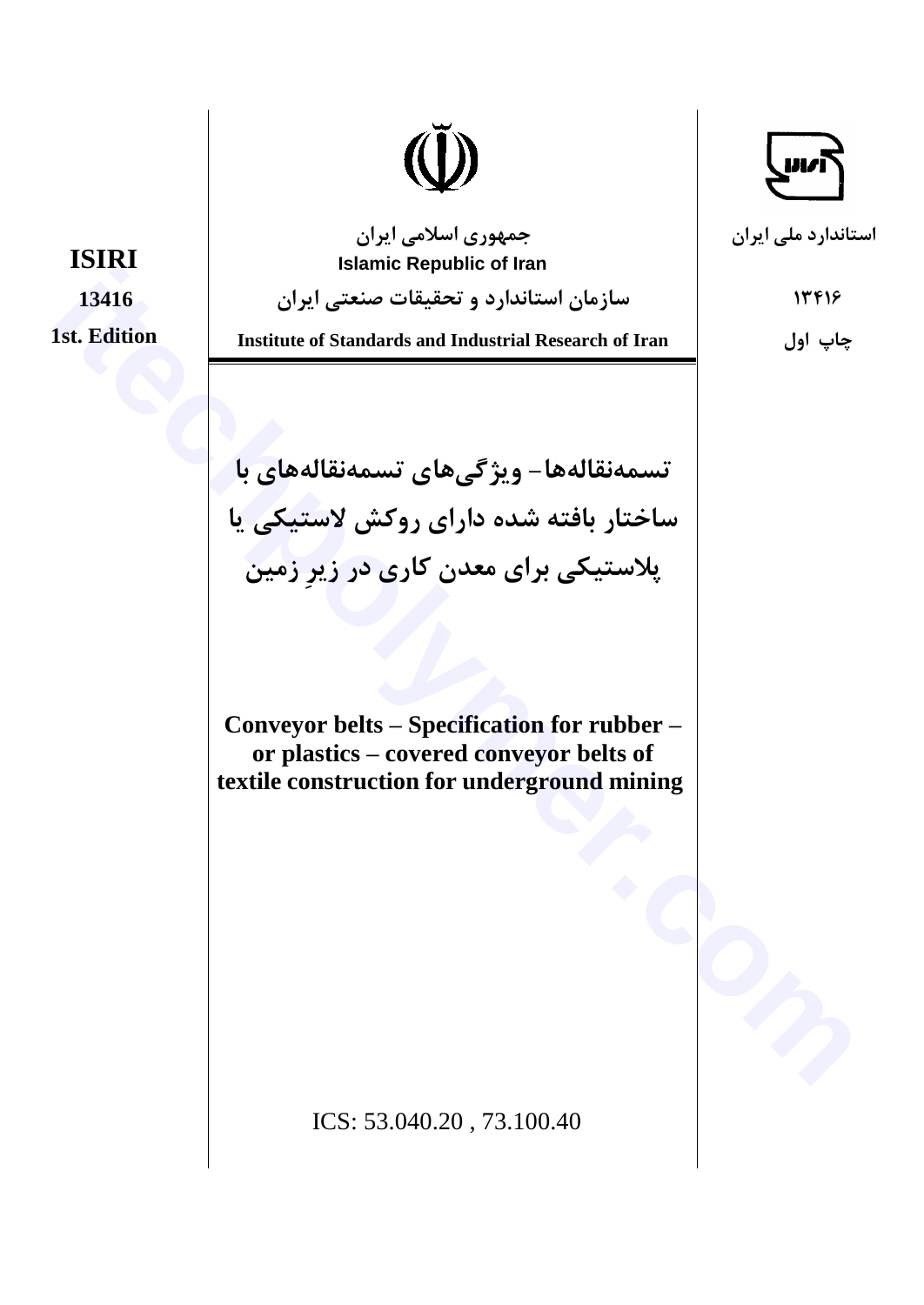ISIRI

13416

1st. Edition

جمهوری اسلامی ایران

Islamic Republic of Iran

سازمان استاندارد و تحقیقات صنعتی ایران

Institute of Standards and Industrial Research of Iran

استاندارد ملی ایران

۱۳۴۱۶

چاپ اول

# تسمه‌نقاله‌ها- ویژگی‌های تسمه‌نقاله‌های با ساختار بافته شده دارای روکش لاستیکی یا پلاستیکی برای معدن کاری در زیرِ زمین

# Conveyor belts – Specification for rubber – or plastics – covered conveyor belts of textile construction for underground mining

ICS: 53.040.20 , 73.100.40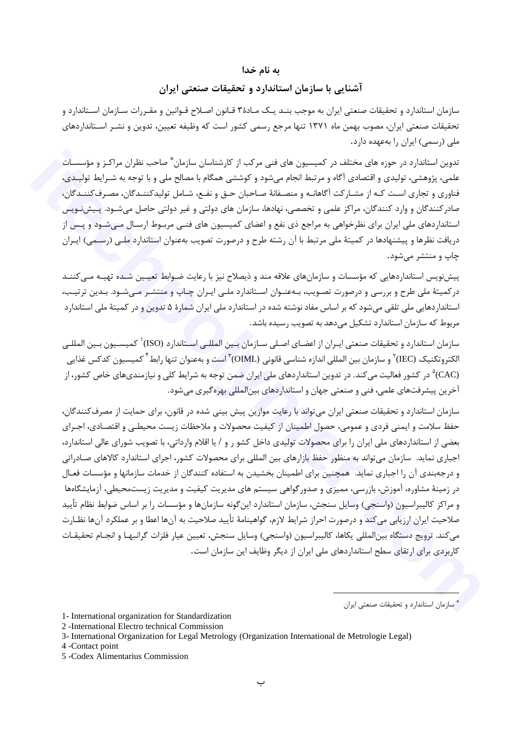**به نام خدا**

## آشنایی با سازمان استاندارد و تحقیقات صنعتی ایران

سازمان استاندارد و تحقیقات صنعتی ایران به موجب بند یک مادهٔ ۳ قانون اصلاح قوانین و مقررات سازمان استاندارد و تحقیقات صنعتی ایران، مصوب بهمن ماه ۱۳۷۱ تنها مرجع رسمی کشور است که وظیفه تعیین، تدوین و نشر استانداردهای ملی (رسمی) ایران را به‌عهده دارد.

تدوین استاندارد در حوزه های مختلف در کمیسیون های فنی مرکب از کارشناسان سازمان* صاحب نظران مراکز و مؤسسات علمی، پژوهشی، تولیدی و اقتصادی آگاه و مرتبط انجام می‌شود و کوششی همگام با مصالح ملی و با توجه به شرایط تولیدی، فناوری و تجاری است که از مشارکت آگاهانه و منصفانهٔ صاحبان حق و نفع، شامل تولیدکنندگان، مصرف‌کنندگان، صادرکنندگان و وارد کنندگان، مراکز علمی و تخصصی، نهادها، سازمان های دولتی و غیر دولتی حاصل می‌شود. پیش‌نویس استانداردهای ملی ایران برای نظرخواهی به مراجع ذی نفع و اعضای کمیسیون های فنی مربوط ارسال می‌شود و پس از دریافت نظرها و پیشنهادها در کمیتهٔ ملی مرتبط با آن رشته طرح و درصورت تصویب به‌عنوان استاندارد ملی (رسمی) ایران چاپ و منتشر می‌شود.

پیش‌نویس استانداردهایی که مؤسسات و سازمان‌های علاقه مند و ذیصلاح نیز با رعایت ضوابط تعیین شده تهیه می‌کنند درکمیتهٔ ملی طرح و بررسی و درصورت تصویب، به‌عنوان استاندارد ملی ایران چاپ و منتشر می‌شود. بدین ترتیب، استانداردهایی ملی تلقی می‌شود که بر اساس مفاد نوشته شده در استاندارد ملی ایران شمارهٔ ۵ تدوین و در کمیتهٔ ملی استاندارد مربوط که سازمان استاندارد تشکیل می‌دهد به تصویب رسیده باشد.

سازمان استاندارد و تحقیقات صنعتی ایران از اعضای اصلی سازمان بین المللی استاندارد (ISO)[1] کمیسیون بین المللی الکتروتکنیک (IEC)[2] و سازمان بین المللی اندازه شناسی قانونی (OIML)[3] است و به‌عنوان تنها رابط[4] کمیسیون کدکس غذایی (CAC)[5] در کشور فعالیت می‌کند. در تدوین استانداردهای ملی ایران ضمن توجه به شرایط کلی و نیازمندی‌های خاص کشور، از آخرین پیشرفت‌های علمی، فنی و صنعتی جهان و استانداردهای بین‌المللی بهره‌گیری می‌شود.

سازمان استاندارد و تحقیقات صنعتی ایران می‌تواند با رعایت موازین پیش بینی شده در قانون، برای حمایت از مصرف‌کنندگان، حفظ سلامت و ایمنی فردی و عمومی، حصول اطمینان از کیفیت محصولات و ملاحظات زیست محیطی و اقتصادی، اجرای بعضی از استانداردهای ملی ایران را برای محصولات تولیدی داخل کشو ر و / یا اقلام وارداتی، با تصویب شورای عالی استاندارد، اجباری نماید. سازمان می‌تواند به منظور حفظ بازارهای بین المللی برای محصولات کشور، اجرای استاندارد کالاهای صادراتی و درجه‌بندی آن را اجباری نماید. همچنین برای اطمینان بخشیدن به استفاده کنندگان از خدمات سازمانها و مؤسسات فعال در زمینهٔ مشاوره، آموزش، بازرسی، ممیزی و صدورگواهی سیستم های مدیریت کیفیت و مدیریت زیست‌محیطی، آزمایشگاهها و مراکز کالیبراسیون (واسنجی) وسایل سنجش، سازمان استاندارد این‌گونه سازمان‌ها و مؤسسات را بر اساس ضوابط نظام تأیید صلاحیت ایران ارزیابی می‌کند و درصورت احراز شرایط لازم، گواهینامهٔ تأیید صلاحیت به آن‌ها اعطا و بر عملکرد آن‌ها نظارت می‌کند. ترویج دستگاه بین‌المللی یکاها، کالیبراسیون (واسنجی) وسایل سنجش، تعیین عیار فلزات گرانبها و انجام تحقیقات کاربردی برای ارتقای سطح استانداردهای ملی ایران از دیگر وظایف این سازمان است.

---

* سازمان استاندارد و تحقیقات صنعتی ایران

1- International organization for Standardization

2 -International Electro technical Commission

3- International Organization for Legal Metrology (Organization International de Metrologie Legal)

4 -Contact point

5 -Codex Alimentarius Commission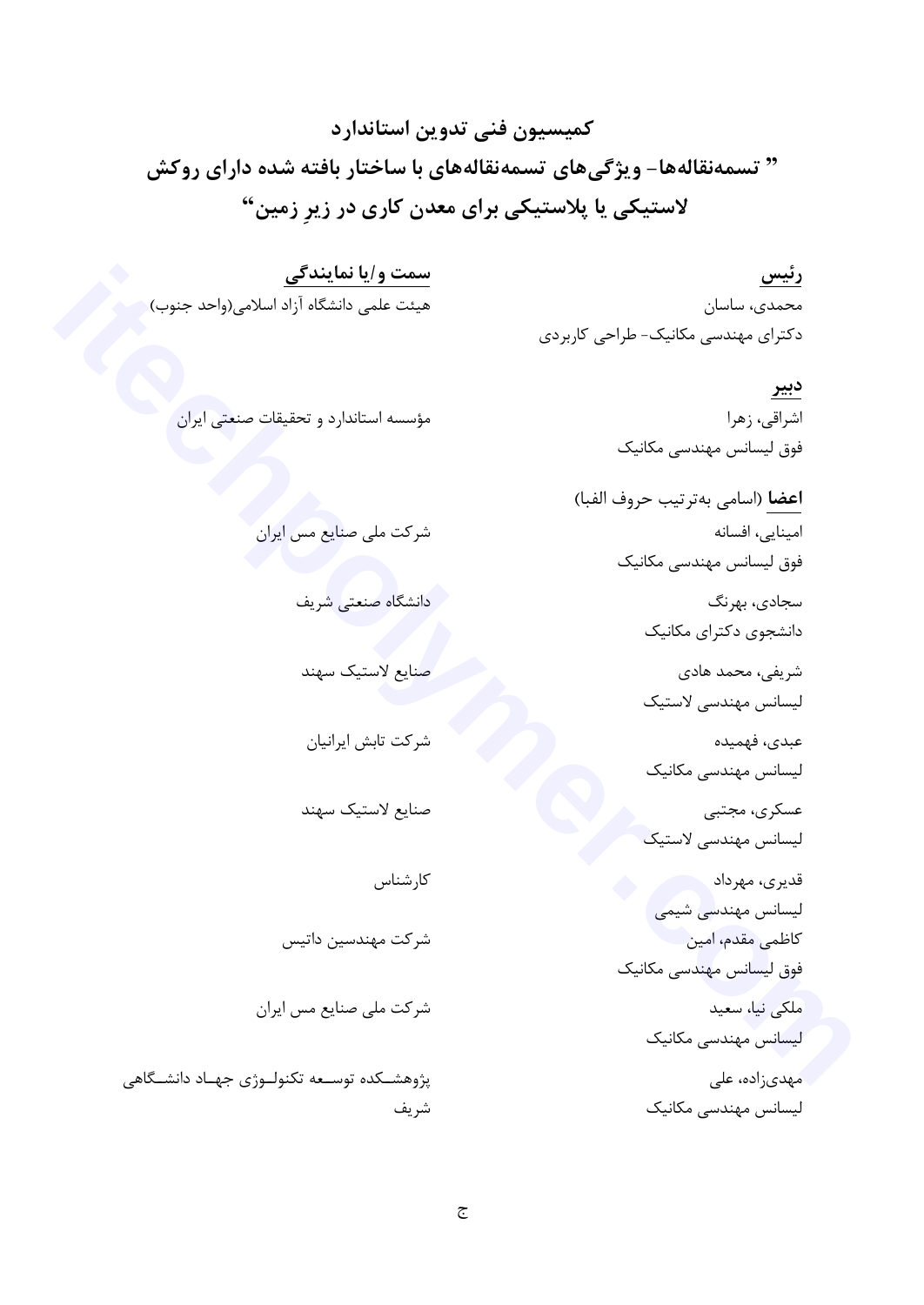# کمیسیون فنی تدوین استاندارد

## " تسمه‌نقاله‌ها- ویژگی‌های تسمه‌نقاله‌های با ساختار بافته شده دارای روکش لاستیکی یا پلاستیکی برای معدن کاری در زیرِ زمین"

| **رئیس** | **سمت و/یا نمایندگی** |
| --- | --- |
| محمدی، ساسان<br>دکترای مهندسی مکانیک- طراحی کاربردی | هیئت علمی دانشگاه آزاد اسلامی(واحد جنوب) |
| **دبیر** | |
| اشراقی، زهرا<br>فوق لیسانس مهندسی مکانیک | مؤسسه استاندارد و تحقیقات صنعتی ایران |
| **اعضا** (اسامی به‌ترتیب حروف الفبا) | |
| امینایی، افسانه<br>فوق لیسانس مهندسی مکانیک | شرکت ملی صنایع مس ایران |
| سجادی، بهرنگ<br>دانشجوی دکترای مکانیک | دانشگاه صنعتی شریف |
| شریفی، محمد هادی<br>لیسانس مهندسی لاستیک | صنایع لاستیک سهند |
| عبدی، فهمیده<br>لیسانس مهندسی مکانیک | شرکت تابش ایرانیان |
| عسکری، مجتبی<br>لیسانس مهندسی لاستیک | صنایع لاستیک سهند |
| قدیری، مهرداد<br>لیسانس مهندسی شیمی | کارشناس |
| کاظمی مقدم، امین<br>فوق لیسانس مهندسی مکانیک | شرکت مهندسین داتیس |
| ملکی نیا، سعید<br>لیسانس مهندسی مکانیک | شرکت ملی صنایع مس ایران |
| مهدی‌زاده، علی<br>لیسانس مهندسی مکانیک | پژوهشکده توسعه تکنولوژی جهاد دانشگاهی شریف |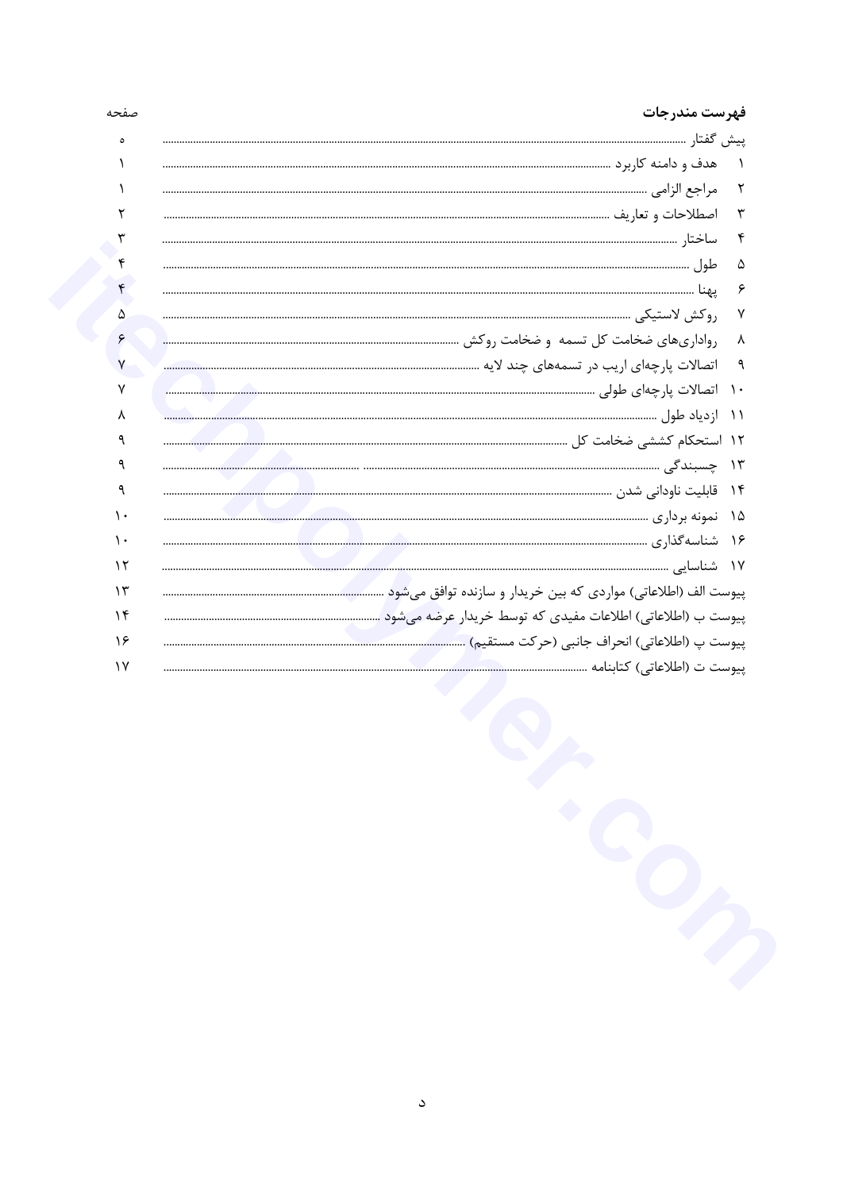## فهرست مندرجات

| | صفحه |
|---|---|
| پیش گفتار | ه |
| ۱ هدف و دامنه کاربرد | ۱ |
| ۲ مراجع الزامی | ۱ |
| ۳ اصطلاحات و تعاریف | ۲ |
| ۴ ساختار | ۳ |
| ۵ طول | ۴ |
| ۶ پهنا | ۴ |
| ۷ روکش لاستیکی | ۵ |
| ۸ رواداری‌های ضخامت کل تسمه و ضخامت روکش | ۶ |
| ۹ اتصالات پارچه‌ای اریب در تسمه‌های چند لایه | ۷ |
| ۱۰ اتصالات پارچه‌ای طولی | ۷ |
| ۱۱ ازدیاد طول | ۸ |
| ۱۲ استحکام کششی ضخامت کل | ۹ |
| ۱۳ چسبندگی | ۹ |
| ۱۴ قابلیت ناودانی شدن | ۹ |
| ۱۵ نمونه برداری | ۱۰ |
| ۱۶ شناسه‌گذاری | ۱۰ |
| ۱۷ شناسایی | ۱۲ |
| پیوست الف (اطلاعاتی) مواردی که بین خریدار و سازنده توافق می‌شود | ۱۳ |
| پیوست ب (اطلاعاتی) اطلاعات مفیدی که توسط خریدار عرضه می‌شود | ۱۴ |
| پیوست پ (اطلاعاتی) انحراف جانبی (حرکت مستقیم) | ۱۶ |
| پیوست ت (اطلاعاتی) کتابنامه | ۱۷ |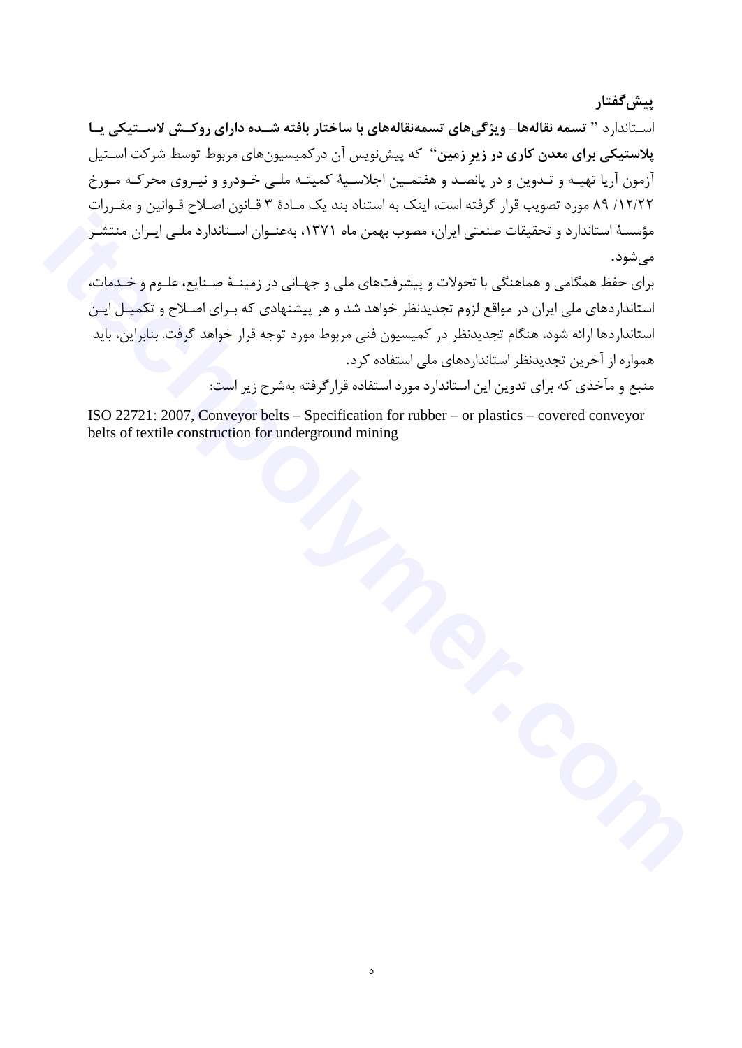## پیش‌گفتار

استاندارد " **تسمه نقاله‌ها- ویژگی‌های تسمه‌نقاله‌های با ساختار بافته شده دارای روکش لاستیکی یا پلاستیکی برای معدن کاری در زیرِ زمین**" که پیش‌نویس آن درکمیسیون‌های مربوط توسط شرکت استیل آزمون آریا تهیه و تدوین و در پانصد و هفتمین اجلاسیهٔ کمیته ملی خودرو و نیروی محرکه مورخ ۸۹ /۱۲/۲۲ مورد تصویب قرار گرفته است، اینک به استناد بند یک مادهٔ ۳ قانون اصلاح قوانین و مقررات مؤسسهٔ استاندارد و تحقیقات صنعتی ایران، مصوب بهمن ماه ۱۳۷۱، به‌عنوان استاندارد ملی ایران منتشر می‌شود.

برای حفظ همگامی و هماهنگی با تحولات و پیشرفت‌های ملی و جهانی در زمینهٔ صنایع، علوم و خدمات، استانداردهای ملی ایران در مواقع لزوم تجدیدنظر خواهد شد و هر پیشنهادی که برای اصلاح و تکمیل این استانداردها ارائه شود، هنگام تجدیدنظر در کمیسیون فنی مربوط مورد توجه قرار خواهد گرفت. بنابراین، باید همواره از آخرین تجدیدنظر استانداردهای ملی استفاده کرد.

منبع و مآخذی که برای تدوین این استاندارد مورد استفاده قرارگرفته به‌شرح زیر است:

ISO 22721: 2007, Conveyor belts – Specification for rubber – or plastics – covered conveyor belts of textile construction for underground mining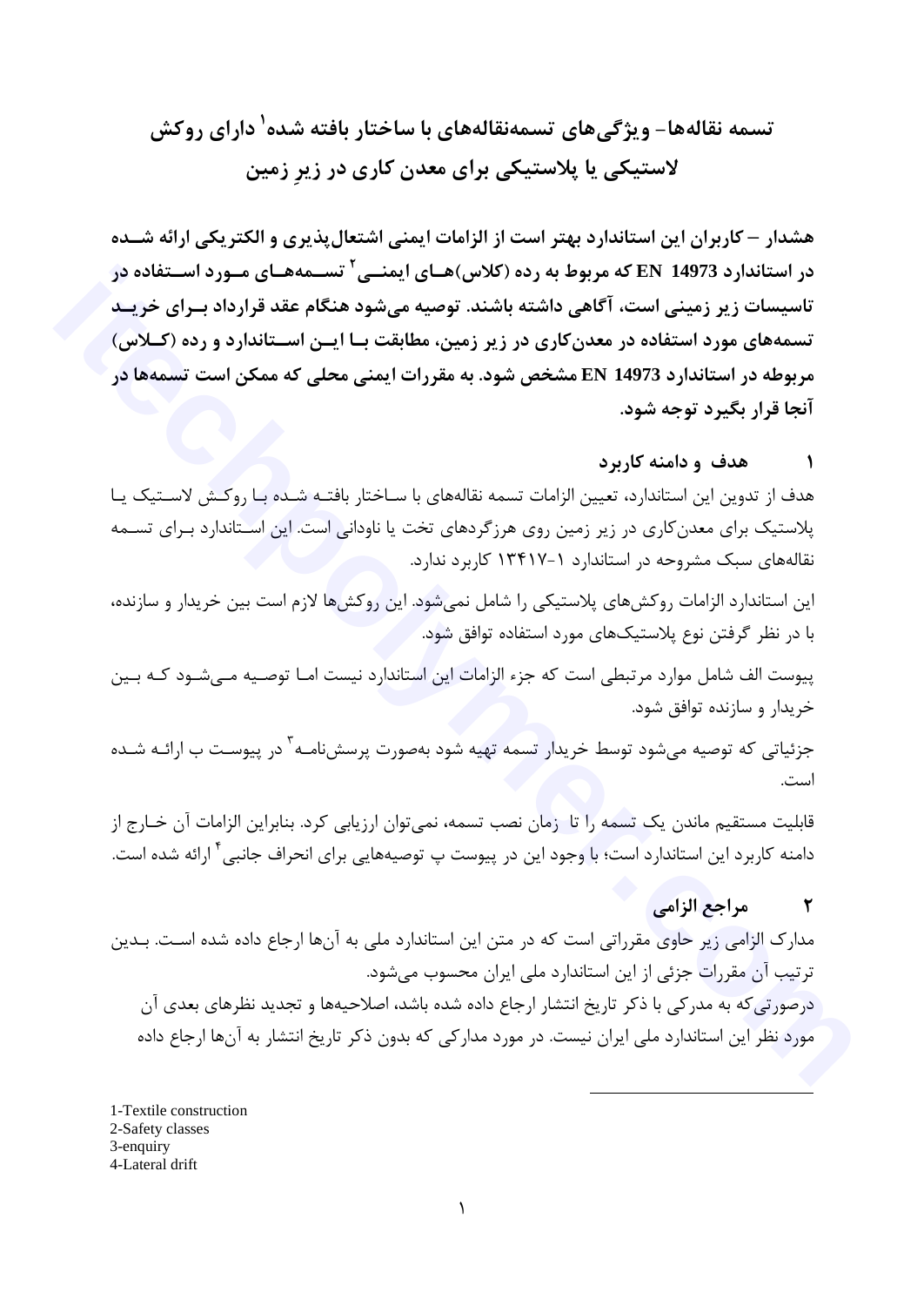# تسمه نقاله‌ها- ویژگی‌های تسمه‌نقاله‌های با ساختار بافته شده[1] دارای روکش لاستیکی یا پلاستیکی برای معدن کاری در زیرِ زمین

**هشدار – کاربران این استاندارد بهتر است از الزامات ایمنی اشتعال‌پذیری و الکتریکی ارائه شده در استاندارد EN 14973 که مربوط به رده (کلاس)های ایمنی[2] تسمه‌های مورد استفاده در تاسیسات زیر زمینی است، آگاهی داشته باشند. توصیه می‌شود هنگام عقد قرارداد برای خرید تسمه‌های مورد استفاده در معدن‌کاری در زیر زمین، مطابقت با این استاندارد و رده (کلاس) مربوطه در استاندارد EN 14973 مشخص شود. به مقررات ایمنی محلی که ممکن است تسمه‌ها در آنجا قرار بگیرد توجه شود.**

## ۱ هدف و دامنه کاربرد

هدف از تدوین این استاندارد، تعیین الزامات تسمه نقاله‌های با ساختار بافته شده با روکش لاستیک یا پلاستیک برای معدن‌کاری در زیر زمین روی هرزگردهای تخت یا ناودانی است. این استاندارد برای تسمه نقاله‌های سبک مشروحه در استاندارد ۱-۱۳۴۱۷ کاربرد ندارد.

این استاندارد الزامات روکش‌های پلاستیکی را شامل نمی‌شود. این روکش‌ها لازم است بین خریدار و سازنده، با در نظر گرفتن نوع پلاستیک‌های مورد استفاده توافق شود.

پیوست الف شامل موارد مرتبطی است که جزء الزامات این استاندارد نیست اما توصیه می‌شود که بین خریدار و سازنده توافق شود.

جزئیاتی که توصیه می‌شود توسط خریدار تسمه تهیه شود به‌صورت پرسش‌نامه[3] در پیوست ب ارائه شده است.

قابلیت مستقیم ماندن یک تسمه را تا زمان نصب تسمه، نمی‌توان ارزیابی کرد. بنابراین الزامات آن خارج از دامنه کاربرد این استاندارد است؛ با وجود این در پیوست پ توصیه‌هایی برای انحراف جانبی[4] ارائه شده است.

## ۲ مراجع الزامی

مدارک الزامی زیر حاوی مقرراتی است که در متن این استاندارد ملی به آن‌ها ارجاع داده شده است. بدین ترتیب آن مقررات جزئی از این استاندارد ملی ایران محسوب می‌شود.

درصورتی‌که به مدرکی با ذکر تاریخ انتشار ارجاع داده شده باشد، اصلاحیه‌ها و تجدید نظرهای بعدی آن مورد نظر این استاندارد ملی ایران نیست. در مورد مدارکی که بدون ذکر تاریخ انتشار به آن‌ها ارجاع داده

---

1-Textile construction
2-Safety classes
3-enquiry
4-Lateral drift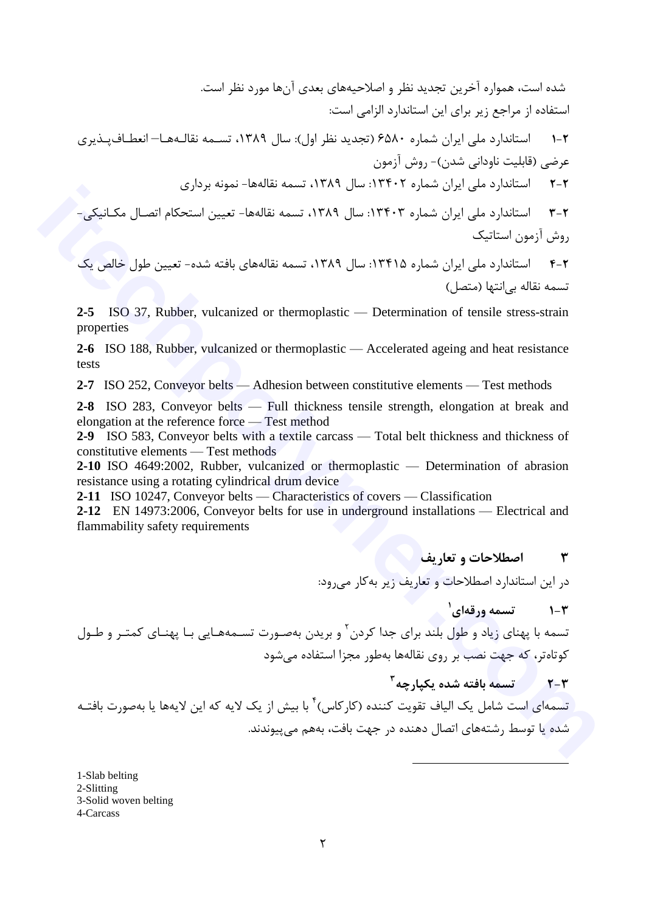شده است، همواره آخرین تجدید نظر و اصلاحیه‌های بعدی آن‌ها مورد نظر است.

استفاده از مراجع زیر برای این استاندارد الزامی است:

۲-۱ استاندارد ملی ایران شماره ۶۵۸۰ (تجدید نظر اول): سال ۱۳۸۹، تسمه نقاله‌ها– انعطاف‌پذیری عرضی (قابلیت ناودانی شدن)- روش آزمون

۲-۲ استاندارد ملی ایران شماره ۱۳۴۰۲: سال ۱۳۸۹، تسمه نقاله‌ها- نمونه برداری

۲-۳ استاندارد ملی ایران شماره ۱۳۴۰۳: سال ۱۳۸۹، تسمه نقاله‌ها- تعیین استحکام اتصال مکانیکی- روش آزمون استاتیک

۲-۴ استاندارد ملی ایران شماره ۱۳۴۱۵: سال ۱۳۸۹، تسمه نقاله‌های بافته شده- تعیین طول خالص یک تسمه نقاله بی‌انتها (متصل)

**2-5** ISO 37, Rubber, vulcanized or thermoplastic — Determination of tensile stress-strain properties

**2-6** ISO 188, Rubber, vulcanized or thermoplastic — Accelerated ageing and heat resistance tests

**2-7** ISO 252, Conveyor belts — Adhesion between constitutive elements — Test methods

**2-8** ISO 283, Conveyor belts — Full thickness tensile strength, elongation at break and elongation at the reference force — Test method

**2-9** ISO 583, Conveyor belts with a textile carcass — Total belt thickness and thickness of constitutive elements — Test methods

**2-10** ISO 4649:2002, Rubber, vulcanized or thermoplastic — Determination of abrasion resistance using a rotating cylindrical drum device

**2-11** ISO 10247, Conveyor belts — Characteristics of covers — Classification

**2-12** EN 14973:2006, Conveyor belts for use in underground installations — Electrical and flammability safety requirements

## ۳ اصطلاحات و تعاریف

در این استاندارد اصطلاحات و تعاریف زیر به‌کار می‌رود:

### ۳-۱ تسمه ورقه‌ای[1]

تسمه با پهنای زیاد و طول بلند برای جدا کردن[2] و بریدن به‌صورت تسمه‌هایی با پهنای کمتر و طول کوتاه‌تر، که جهت نصب بر روی نقاله‌ها به‌طور مجزا استفاده می‌شود

### ۳-۲ تسمه بافته شده یکپارچه[3]

تسمه‌ای است شامل یک الیاف تقویت کننده (کارکاس)[4] با بیش از یک لایه که این لایه‌ها یا به‌صورت بافته شده یا توسط رشته‌های اتصال دهنده در جهت بافت، به‌هم می‌پیوندند.

---

1-Slab belting
2-Slitting
3-Solid woven belting
4-Carcass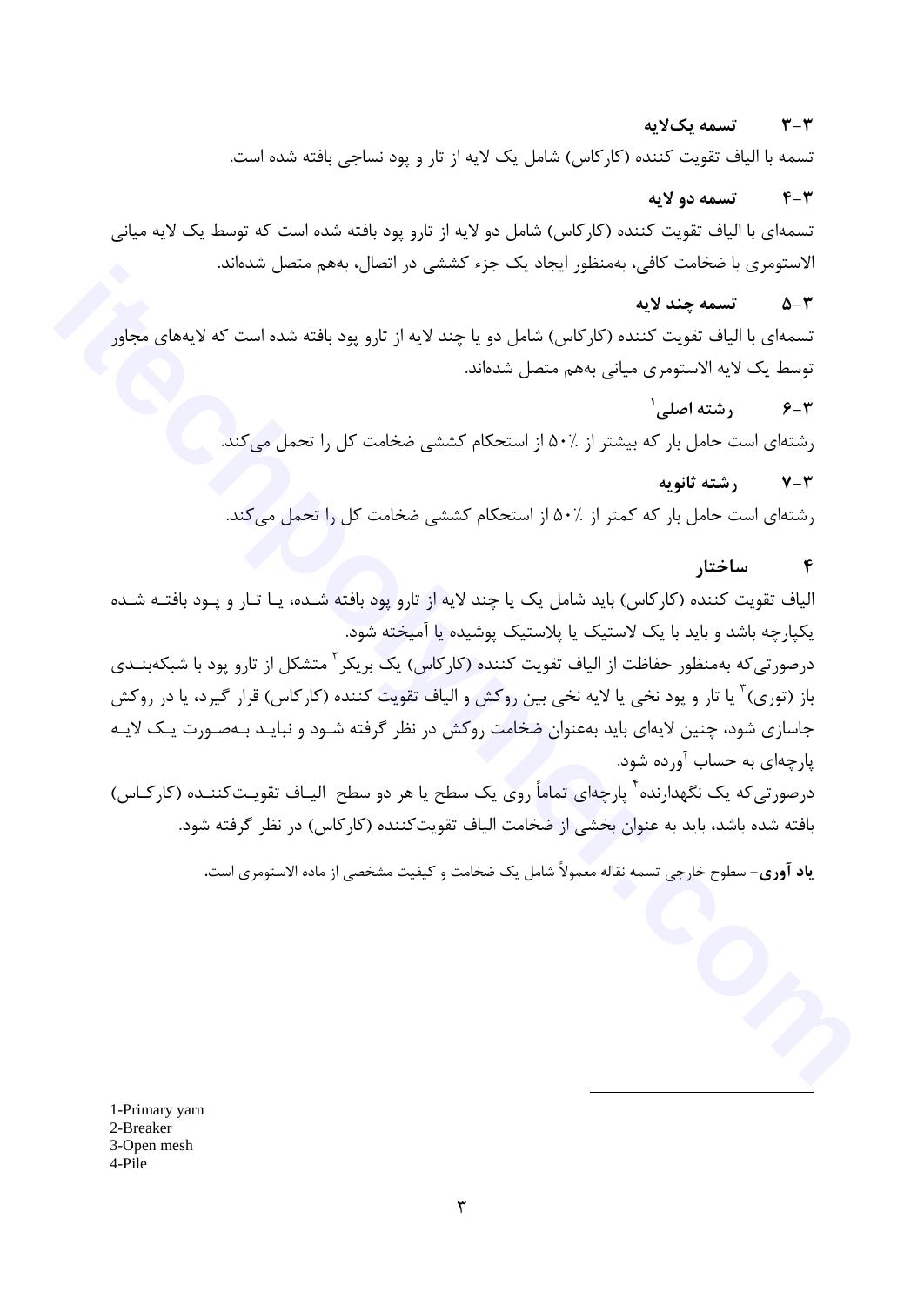### ۳-۳ تسمه یک‌لایه

تسمه با الیاف تقویت کننده (کارکاس) شامل یک لایه از تار و پود نساجی بافته شده است.

### ۳-۴ تسمه دو لایه

تسمه‌ای با الیاف تقویت کننده (کارکاس) شامل دو لایه از تارو پود بافته شده است که توسط یک لایه میانی الاستومری با ضخامت کافی، به‌منظور ایجاد یک جزء کششی در اتصال، به‌هم متصل شده‌اند.

### ۳-۵ تسمه چند لایه

تسمه‌ای با الیاف تقویت کننده (کارکاس) شامل دو یا چند لایه از تارو پود بافته شده است که لایه‌های مجاور توسط یک لایه الاستومری میانی به‌هم متصل شده‌اند.

### ۳-۶ رشته اصلی[1]

رشته‌ای است حامل بار که بیشتر از ٪۵۰ از استحکام کششی ضخامت کل را تحمل می‌کند.

### ۳-۷ رشته ثانویه

رشته‌ای است حامل بار که کمتر از ٪۵۰ از استحکام کششی ضخامت کل را تحمل می‌کند.

## ۴ ساختار

الیاف تقویت کننده (کارکاس) باید شامل یک یا چند لایه از تارو پود بافته شده، یا تار و پود بافته شده یکپارچه باشد و باید با یک لاستیک یا پلاستیک پوشیده یا آمیخته شود.

درصورتی‌که به‌منظور حفاظت از الیاف تقویت کننده (کارکاس) یک بریکر[2] متشکل از تارو پود با شبکه‌بندی باز (توری)[3] یا تار و پود نخی یا لایه نخی بین روکش و الیاف تقویت کننده (کارکاس) قرار گیرد، یا در روکش جاسازی شود، چنین لایه‌ای باید به‌عنوان ضخامت روکش در نظر گرفته شود و نباید به‌صورت یک لایه پارچه‌ای به حساب آورده شود.

درصورتی‌که یک نگهدارنده[4] پارچه‌ای تماماً روی یک سطح یا هر دو سطح الیاف تقویت‌کننده (کارکاس) بافته شده باشد، باید به عنوان بخشی از ضخامت الیاف تقویت‌کننده (کارکاس) در نظر گرفته شود.

**یاد آوری**- سطوح خارجی تسمه نقاله معمولاً شامل یک ضخامت و کیفیت مشخصی از ماده الاستومری است.

1-Primary yarn
2-Breaker
3-Open mesh
4-Pile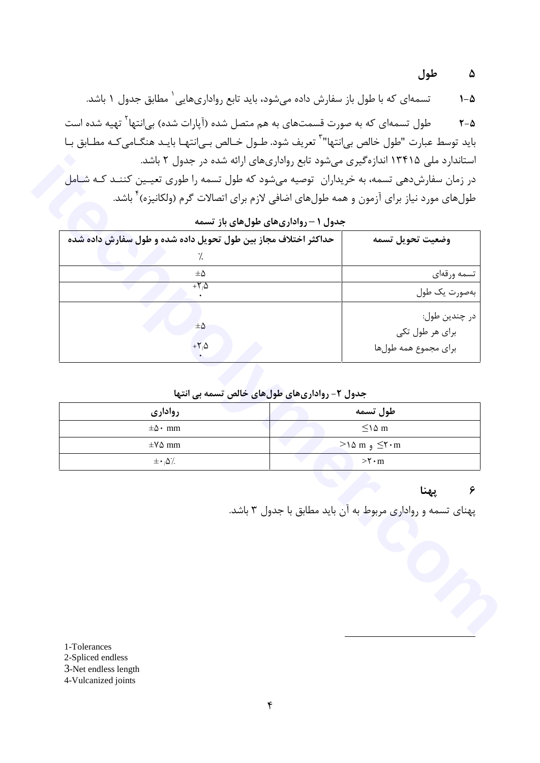## ۵ طول

**۵-۱** تسمه‌ای که با طول باز سفارش داده می‌شود، باید تابع رواداری‌هایی[1] مطابق جدول ۱ باشد.

**۵-۲** طول تسمه‌ای که به صورت قسمت‌های به هم متصل شده (آپارات شده) بی‌انتها[2] تهیه شده است باید توسط عبارت "طول خالص بی‌انتها"[3] تعریف شود. طول خالص بی‌انتها باید هنگامی‌که مطابق با استاندارد ملی ۱۳۴۱۵ اندازه‌گیری می‌شود تابع رواداری‌های ارائه شده در جدول ۲ باشد.

در زمان سفارش‌دهی تسمه، به خریداران توصیه می‌شود که طول تسمه را طوری تعیین کنند که شامل طول‌های مورد نیاز برای آزمون و همه طول‌های اضافی لازم برای اتصالات گرم (ولکانیزه)[4] باشد.

**جدول ۱ – رواداری‌های طول‌های باز تسمه**

| وضعیت تحویل تسمه | حداکثر اختلاف مجاز بین طول تحویل داده شده و طول سفارش داده شده ٪ |
|---|---|
| تسمه ورقه‌ای | ±۵ |
| به‌صورت یک طول | $^{+2.5}_{0}$ |
| در چندین طول:<br>برای هر طول تکی<br>برای مجموع همه طول‌ها | <br>±۵<br>$^{+2.5}_{0}$ |

**جدول ۲- رواداری‌های طول‌های خالص تسمه بی انتها**

| طول تسمه | رواداری |
|---|---|
| ≤۱۵ m | ±۵۰ mm |
| >۱۵ m و ≤۲۰m | ±۷۵ mm |
| >۲۰m | ±۰٫۵٪ |

## ۶ پهنا

پهنای تسمه و رواداری مربوط به آن باید مطابق با جدول ۳ باشد.

---

1-Tolerances
2-Spliced endless
3-Net endless length
4-Vulcanized joints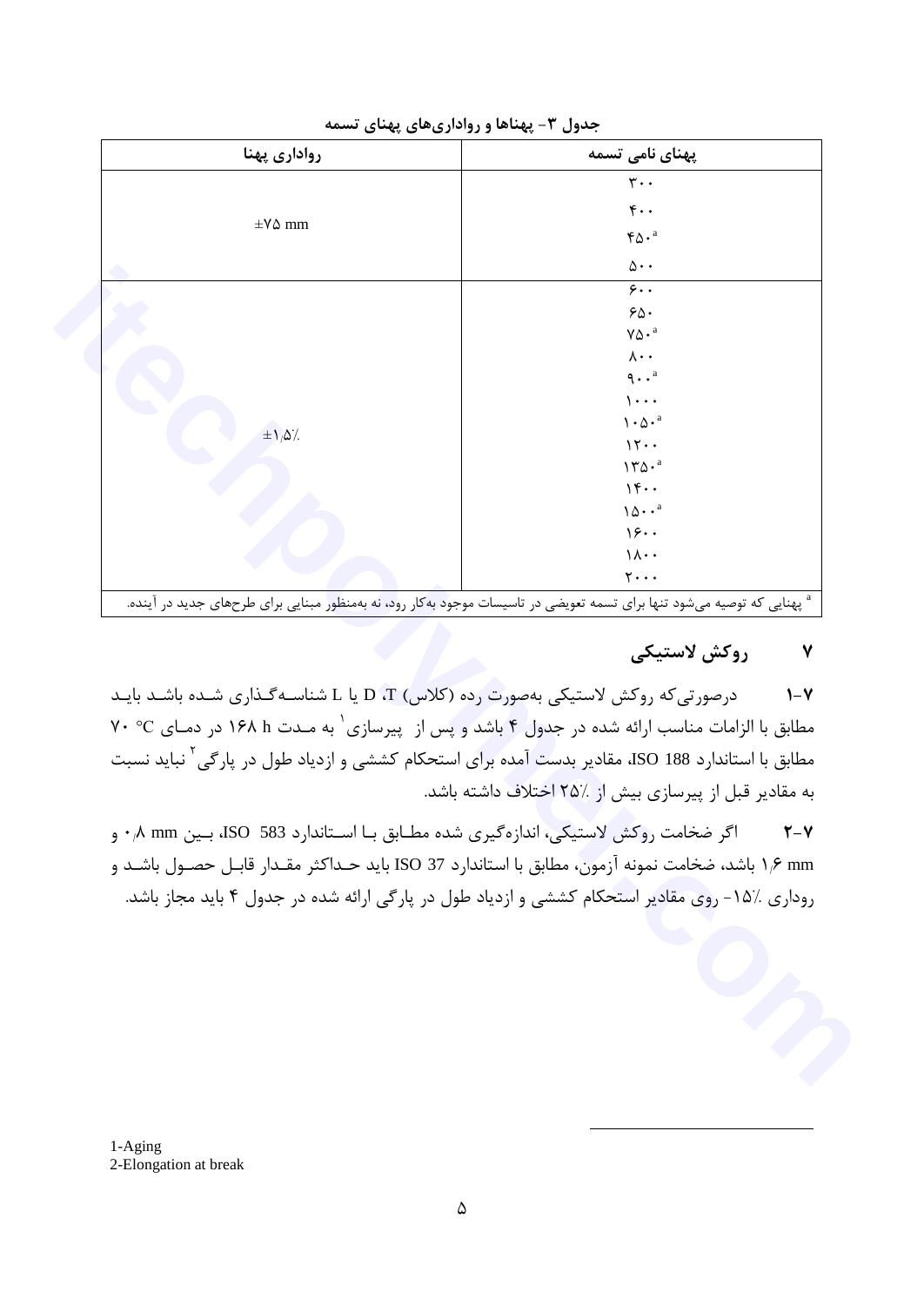**جدول ۳- پهناها و رواداری‌های پهنای تسمه**

| پهنای نامی تسمه | رواداری پهنا |
| --- | --- |
| ۳۰۰ | ±۷۵ mm |
| ۴۰۰ | |
| ۴۵۰[a] | |
| ۵۰۰ | |
| ۶۰۰ | ±۱٫۵٪ |
| ۶۵۰ | |
| ۷۵۰[a] | |
| ۸۰۰ | |
| ۹۰۰[a] | |
| ۱۰۰۰ | |
| ۱۰۵۰[a] | |
| ۱۲۰۰ | |
| ۱۳۵۰[a] | |
| ۱۴۰۰ | |
| ۱۵۰۰[a] | |
| ۱۶۰۰ | |
| ۱۸۰۰ | |
| ۲۰۰۰ | |

[a] پهنایی که توصیه می‌شود تنها برای تسمه تعویضی در تاسیسات موجود به‌کار رود، نه به‌منظور مبنایی برای طرح‌های جدید در آینده.

## ۷ روکش لاستیکی

**۱-۷** درصورتی‌که روکش لاستیکی به‌صورت رده (کلاس) D ،T یا L شناسه‌گذاری شده باشد باید مطابق با الزامات مناسب ارائه شده در جدول ۴ باشد و پس از پیرسازی[1] به مدت ۱۶۸ h در دمای ۷۰ °C مطابق با استاندارد ISO 188، مقادیر بدست آمده برای استحکام کششی و ازدیاد طول در پارگی[2] نباید نسبت به مقادیر قبل از پیرسازی بیش از ۲۵٪ اختلاف داشته باشد.

**۲-۷** اگر ضخامت روکش لاستیکی، اندازه‌گیری شده مطابق با استاندارد ISO 583، بین ۰٫۸ mm و ۱٫۶ mm باشد، ضخامت نمونه آزمون، مطابق با استاندارد ISO 37 باید حداکثر مقدار قابل حصول باشد و رواداری ۱۵٪- روی مقادیر استحکام کششی و ازدیاد طول در پارگی ارائه شده در جدول ۴ باید مجاز باشد.

---

1-Aging
2-Elongation at break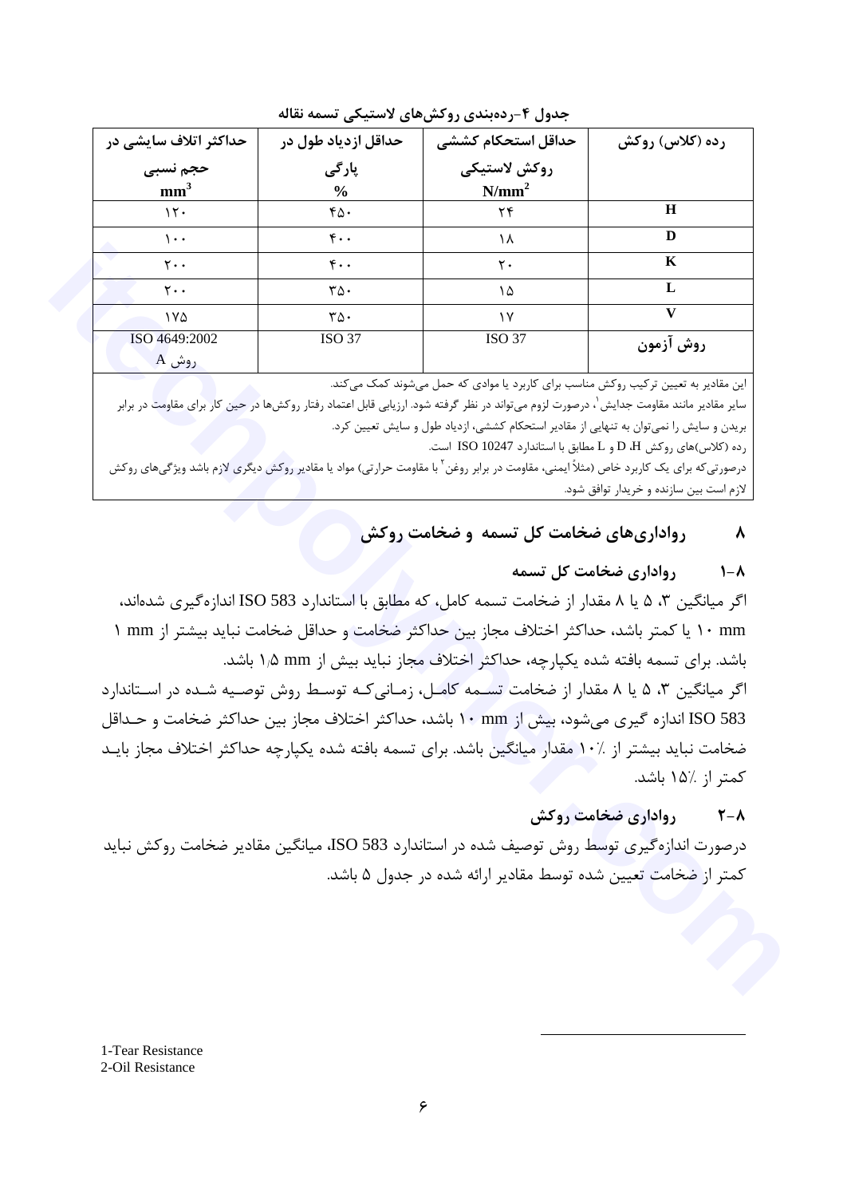**جدول ۴-رده‌بندی روکش‌های لاستیکی تسمه نقاله**

| رده (کلاس) روکش | حداقل استحکام کششی روکش لاستیکی $N/mm^2$ | حداقل ازدیاد طول در پارگی % | حداکثر اتلاف سایشی در حجم نسبی $mm^3$ |
|---|---|---|---|
| H | ۲۴ | ۴۵۰ | ۱۲۰ |
| D | ۱۸ | ۴۰۰ | ۱۰۰ |
| K | ۲۰ | ۴۰۰ | ۲۰۰ |
| L | ۱۵ | ۳۵۰ | ۲۰۰ |
| V | ۱۷ | ۳۵۰ | ۱۷۵ |
| روش آزمون | ISO 37 | ISO 37 | ISO 4649:2002 روش A |

این مقادیر به تعیین ترکیب روکش مناسب برای کاربرد یا موادی که حمل می‌شوند کمک می‌کند.
سایر مقادیر مانند مقاومت جدایش[1]، درصورت لزوم می‌تواند در نظر گرفته شود. ارزیابی قابل اعتماد رفتار روکش‌ها در حین کار برای مقاومت در برابر بریدن و سایش را نمی‌توان به تنهایی از مقادیر استحکام کششی، ازدیاد طول و سایش تعیین کرد.
رده (کلاس)های روکش D ،H و L مطابق با استاندارد ISO 10247 است.
درصورتی‌که برای یک کاربرد خاص (مثلاً ایمنی، مقاومت در برابر روغن[2] یا مقاومت حرارتی) مواد یا مقادیر روکش دیگری لازم باشد ویژگی‌های روکش لازم است بین سازنده و خریدار توافق شود.

## ۸ رواداری‌های ضخامت کل تسمه و ضخامت روکش

### ۸-۱ رواداری ضخامت کل تسمه

اگر میانگین ۳، ۵ یا ۸ مقدار از ضخامت تسمه کامل، که مطابق با استاندارد ISO 583 اندازه‌گیری شده‌اند، ۱۰ mm یا کمتر باشد، حداکثر اختلاف مجاز بین حداکثر ضخامت و حداقل ضخامت نباید بیشتر از ۱ mm باشد. برای تسمه بافته شده یکپارچه، حداکثر اختلاف مجاز نباید بیش از ۱٫۵ mm باشد.

اگر میانگین ۳، ۵ یا ۸ مقدار از ضخامت تسمه کامل، زمانی‌که توسط روش توصیه شده در استاندارد ISO 583 اندازه گیری می‌شود، بیش از ۱۰ mm باشد، حداکثر اختلاف مجاز بین حداکثر ضخامت و حداقل ضخامت نباید بیشتر از ٪۱۰ مقدار میانگین باشد. برای تسمه بافته شده یکپارچه حداکثر اختلاف مجاز باید کمتر از ٪۱۵ باشد.

### ۸-۲ رواداری ضخامت روکش

درصورت اندازه‌گیری توسط روش توصیف شده در استاندارد ISO 583، میانگین مقادیر ضخامت روکش نباید کمتر از ضخامت تعیین شده توسط مقادیر ارائه شده در جدول ۵ باشد.

---

1-Tear Resistance
2-Oil Resistance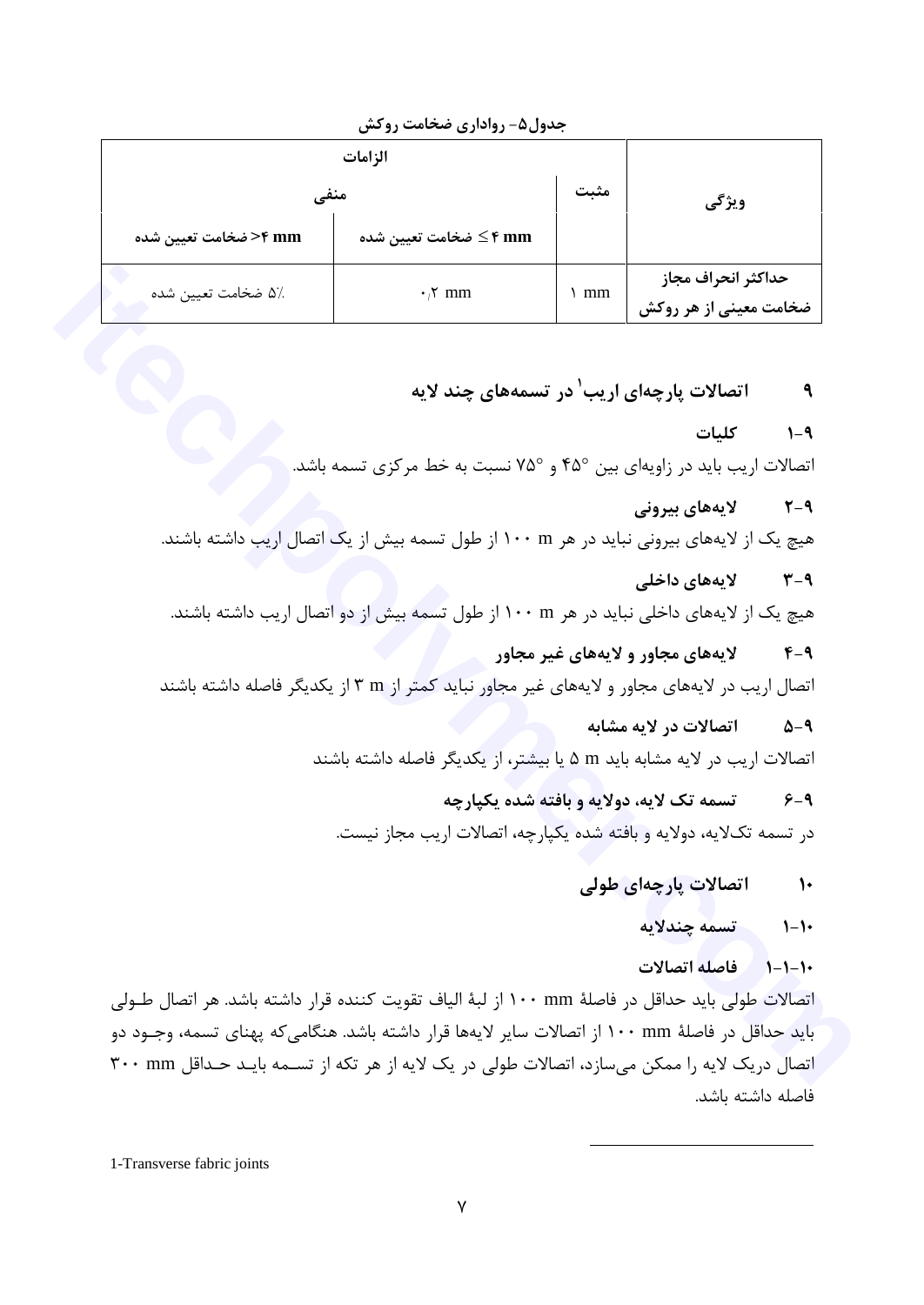جدول۵- رواداری ضخامت روکش

| ویژگی | الزامات | | |
|---|---|---|---|
| | مثبت | منفی | |
| | | ۴ mm ≥ ضخامت تعیین شده | ۴ mm< ضخامت تعیین شده |
| **حداکثر انحراف مجاز ضخامت معینی از هر روکش** | ۱ mm | ۰/۲ mm | ۵٪ ضخامت تعیین شده |

## ۹ اتصالات پارچه‌ای اریب[1] در تسمه‌های چند لایه

### ۹-۱ کلیات

اتصالات اریب باید در زاویه‌ای بین °۴۵ و °۷۵ نسبت به خط مرکزی تسمه باشد.

### ۹-۲ لایه‌های بیرونی

هیچ یک از لایه‌های بیرونی نباید در هر ۱۰۰ m از طول تسمه بیش از یک اتصال اریب داشته باشند.

### ۹-۳ لایه‌های داخلی

هیچ یک از لایه‌های داخلی نباید در هر ۱۰۰ m از طول تسمه بیش از دو اتصال اریب داشته باشند.

### ۹-۴ لایه‌های مجاور و لایه‌های غیر مجاور

اتصال اریب در لایه‌های مجاور و لایه‌های غیر مجاور نباید کمتر از ۳ m از یکدیگر فاصله داشته باشند

### ۹-۵ اتصالات در لایه مشابه

اتصالات اریب در لایه مشابه باید ۵ m یا بیشتر، از یکدیگر فاصله داشته باشند

### ۹-۶ تسمه تک لایه، دولایه و بافته شده یکپارچه

در تسمه تک‌لایه، دولایه و بافته شده یکپارچه، اتصالات اریب مجاز نیست.

## ۱۰ اتصالات پارچه‌ای طولی

### ۱۰-۱ تسمه چندلایه

#### ۱۰-۱-۱ فاصله اتصالات

اتصالات طولی باید حداقل در فاصلهٔ ۱۰۰ mm از لبهٔ الیاف تقویت کننده قرار داشته باشد. هر اتصال طولی باید حداقل در فاصلهٔ ۱۰۰ mm از اتصالات سایر لایه‌ها قرار داشته باشد. هنگامی‌که پهنای تسمه، وجود دو اتصال دریک لایه را ممکن می‌سازد، اتصالات طولی در یک لایه از هر تکه از تسمه باید حداقل ۳۰۰ mm فاصله داشته باشد.

---

[1] -Transverse fabric joints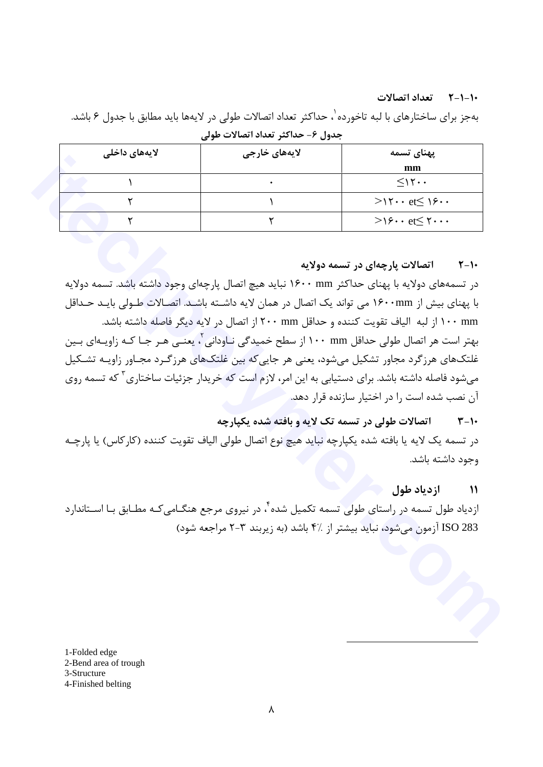### ۱۰-۱-۲ تعداد اتصالات

به‌جز برای ساختارهای با لبه تاخورده[1]، حداکثر تعداد اتصالات طولی در لایه‌ها باید مطابق با جدول ۶ باشد.

**جدول ۶- حداکثر تعداد اتصالات طولی**

| پهنای تسمه mm | لایه‌های خارجی | لایه‌های داخلی |
|---|---|---|
| ≤۱۲۰۰ | ۰ | ۱ |
| >۱۲۰۰ et≤ ۱۶۰۰ | ۱ | ۲ |
| >۱۶۰۰ et≤ ۲۰۰۰ | ۲ | ۲ |

### ۱۰-۲ اتصالات پارچه‌ای در تسمه دولایه

در تسمه‌های دولایه با پهنای حداکثر ۱۶۰۰ mm نباید هیچ اتصال پارچه‌ای وجود داشته باشد. تسمه دولایه با پهنای بیش از ۱۶۰۰mm می تواند یک اتصال در همان لایه داشــته باشـد. اتصـالات طـولی بایـد حـداقل ۱۰۰ mm از لبه الیاف تقویت کننده و حداقل ۲۰۰ mm از اتصال در لایه دیگر فاصله داشته باشد.

بهتر است هر اتصال طولی حداقل ۱۰۰ mm از سطح خمیدگی نـاودانی[2]، یعنـی هـر جـا کـه زاویـه‌ای بـین غلتک‌های هرزگرد مجاور تشکیل می‌شود، یعنی هر جایی‌که بین غلتک‌های هرزگـرد مجـاور زاویـه تشـکیل می‌شود فاصله داشته باشد. برای دستیابی به این امر، لازم است که خریدار جزئیات ساختاری[3] که تسمه روی آن نصب شده است را در اختیار سازنده قرار دهد.

### ۱۰-۳ اتصالات طولی در تسمه تک لایه و بافته شده یکپارچه

در تسمه یک لایه یا بافته شده یکپارچه نباید هیچ نوع اتصال طولی الیاف تقویت کننده (کارکاس) یا پارچـه وجود داشته باشد.

## ۱۱ ازدیاد طول

ازدیاد طول تسمه در راستای طولی تسمه تکمیل شده[4]، در نیروی مرجع هنگـامی‌کـه مطـابق بـا اسـتاندارد ISO 283 آزمون می‌شود، نباید بیشتر از ٪۴ باشد (به زیربند ۳-۲ مراجعه شود)

1-Folded edge
2-Bend area of trough
3-Structure
4-Finished belting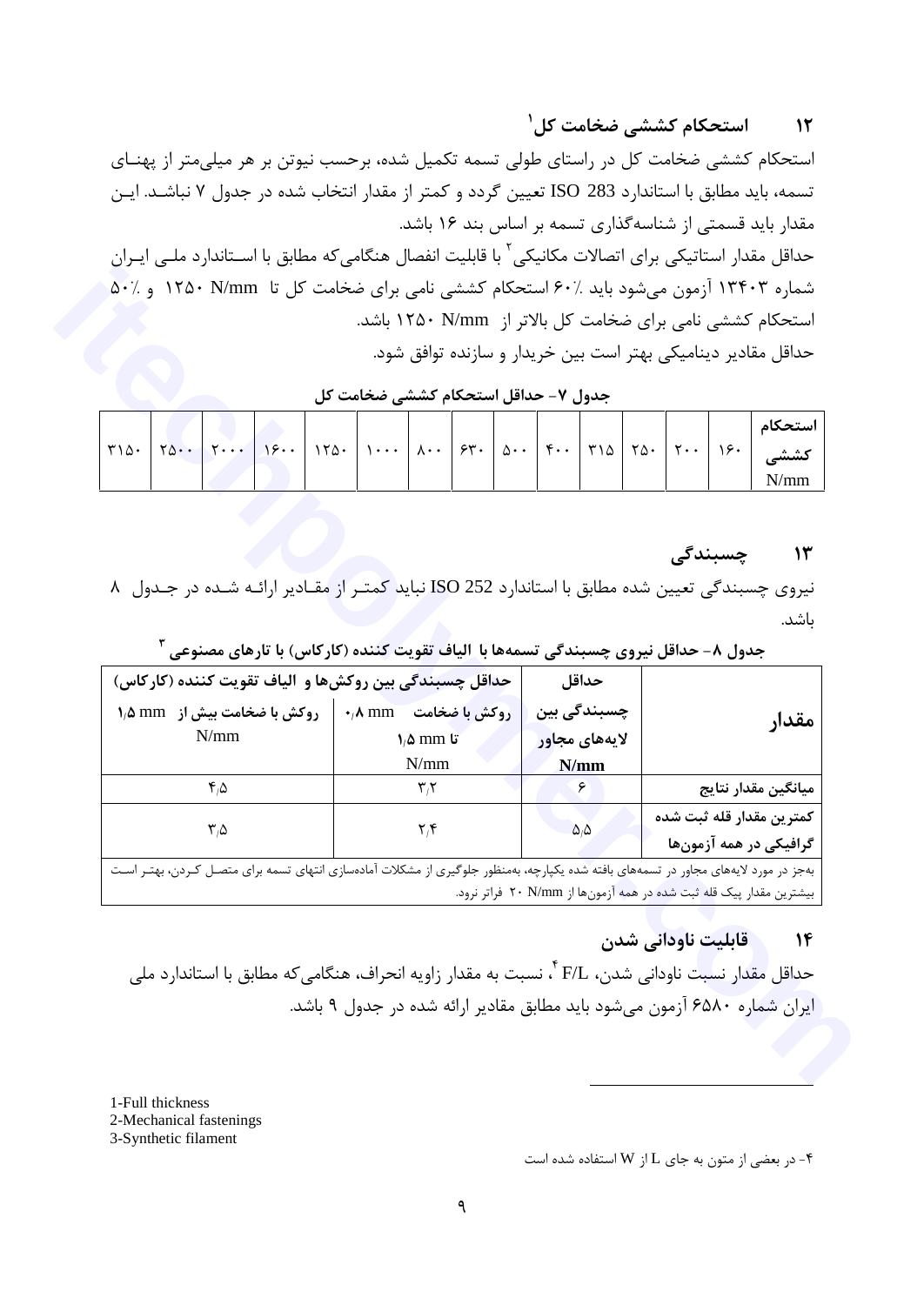## ۱۲ استحکام کششی ضخامت کل[1]

استحکام کششی ضخامت کل در راستای طولی تسمه تکمیل شده، برحسب نیوتن بر هر میلی‌متر از پهنـای تسمه، باید مطابق با استاندارد ISO 283 تعیین گردد و کمتر از مقدار انتخاب شده در جدول ۷ نباشـد. ایـن مقدار باید قسمتی از شناسه‌گذاری تسمه بر اساس بند ۱۶ باشد.

حداقل مقدار استاتیکی برای اتصالات مکانیکی[2] با قابلیت انفصال هنگامی‌که مطابق با اسـتاندارد ملـی ایـران شماره ۱۳۴۰۳ آزمون می‌شود باید ٪۶۰ استحکام کششی نامی برای ضخامت کل تا ۱۲۵۰ N/mm و ٪۵۰ استحکام کششی نامی برای ضخامت کل بالاتر از ۱۲۵۰ N/mm باشد.

حداقل مقادیر دینامیکی بهتر است بین خریدار و سازنده توافق شود.

**جدول ۷- حداقل استحکام کششی ضخامت کل**

| استحکام کششی N/mm | ۱۶۰ | ۲۰۰ | ۲۵۰ | ۳۱۵ | ۴۰۰ | ۵۰۰ | ۶۳۰ | ۸۰۰ | ۱۰۰۰ | ۱۲۵۰ | ۱۶۰۰ | ۲۰۰۰ | ۲۵۰۰ | ۳۱۵۰ |
|---|---|---|---|---|---|---|---|---|---|---|---|---|---|---|

## ۱۳ چسبندگی

نیروی چسبندگی تعیین شده مطابق با استاندارد ISO 252 نباید کمتـر از مقـادیر ارائـه شـده در جـدول ۸ باشد.

**جدول ۸- حداقل نیروی چسبندگی تسمه‌ها با الیاف تقویت کننده (کارکاس) با تارهای مصنوعی[3]**

| مقدار | حداقل چسبندگی بین لایه‌های مجاور N/mm | حداقل چسبندگی بین روکش‌ها و الیاف تقویت کننده (کارکاس) روکش با ضخامت ۰٫۸ mm تا ۱٫۵ mm N/mm | روکش با ضخامت بیش از ۱٫۵ mm N/mm |
|---|---|---|---|
| میانگین مقدار نتایج | ۶ | ۳٫۲ | ۴٫۵ |
| کمترین مقدار قله ثبت شده گرافیکی در همه آزمون‌ها | ۵٫۵ | ۲٫۴ | ۳٫۵ |
| به‌جز در مورد لایه‌های مجاور در تسمه‌های بافته شده یکپارچه، به‌منظور جلوگیری از مشکلات آماده‌سازی انتهای تسمه برای متصـل کـردن، بهتـر اسـت بیشترین مقدار پیک قله ثبت شده در همه آزمون‌ها از ۲۰ N/mm فراتر نرود. | | | |

## ۱۴ قابلیت ناودانی شدن

حداقل مقدار نسبت ناودانی شدن، F/L[4]، نسبت به مقدار زاویه انحراف، هنگامی‌که مطابق با استاندارد ملی ایران شماره ۶۵۸۰ آزمون می‌شود باید مطابق مقادیر ارائه شده در جدول ۹ باشد.

1-Full thickness
2-Mechanical fastenings
3-Synthetic filament

۴- در بعضی از متون به جای L از W استفاده شده است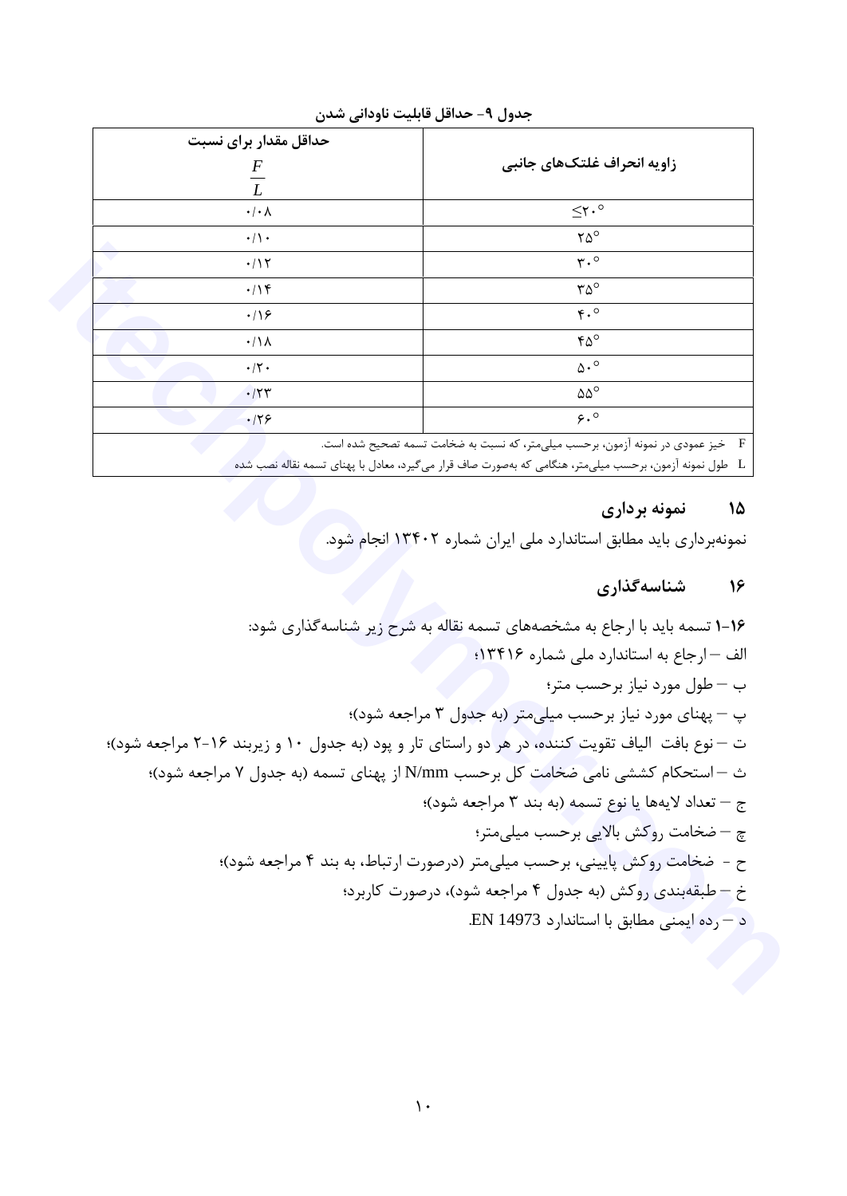جدول ۹- حداقل قابلیت ناودانی شدن

| زاویه انحراف غلتک‌های جانبی | حداقل مقدار برای نسبت $\frac{F}{L}$ |
| --- | --- |
| $\leq$۲۰° | ۰/۰۸ |
| ۲۵° | ۰/۱۰ |
| ۳۰° | ۰/۱۲ |
| ۳۵° | ۰/۱۴ |
| ۴۰° | ۰/۱۶ |
| ۴۵° | ۰/۱۸ |
| ۵۰° | ۰/۲۰ |
| ۵۵° | ۰/۲۳ |
| ۶۰° | ۰/۲۶ |

F خیز عمودی در نمونه آزمون، برحسب میلی‌متر، که نسبت به ضخامت تسمه تصحیح شده است.

L طول نمونه آزمون، برحسب میلی‌متر، هنگامی که به‌صورت صاف قرار می‌گیرد، معادل با پهنای تسمه نقاله نصب شده

## ۱۵ نمونه برداری

نمونه‌برداری باید مطابق استاندارد ملی ایران شماره ۱۳۴۰۲ انجام شود.

## ۱۶ شناسه‌گذاری

**۱-۱۶** تسمه باید با ارجاع به مشخصه‌های تسمه نقاله به شرح زیر شناسه‌گذاری شود:

الف – ارجاع به استاندارد ملی شماره ۱۳۴۱۶؛

ب – طول مورد نیاز برحسب متر؛

پ – پهنای مورد نیاز برحسب میلی‌متر (به جدول ۳ مراجعه شود)؛

ت – نوع بافت الیاف تقویت کننده، در هر دو راستای تار و پود (به جدول ۱۰ و زیربند ۱۶-۲ مراجعه شود)؛

ث – استحکام کششی نامی ضخامت کل برحسب N/mm از پهنای تسمه (به جدول ۷ مراجعه شود)؛

ج – تعداد لایه‌ها یا نوع تسمه (به بند ۳ مراجعه شود)؛

چ – ضخامت روکش بالایی برحسب میلی‌متر؛

ح - ضخامت روکش پایینی، برحسب میلی‌متر (درصورت ارتباط، به بند ۴ مراجعه شود)؛

خ – طبقه‌بندی روکش (به جدول ۴ مراجعه شود)، درصورت کاربرد؛

د – رده ایمنی مطابق با استاندارد EN 14973.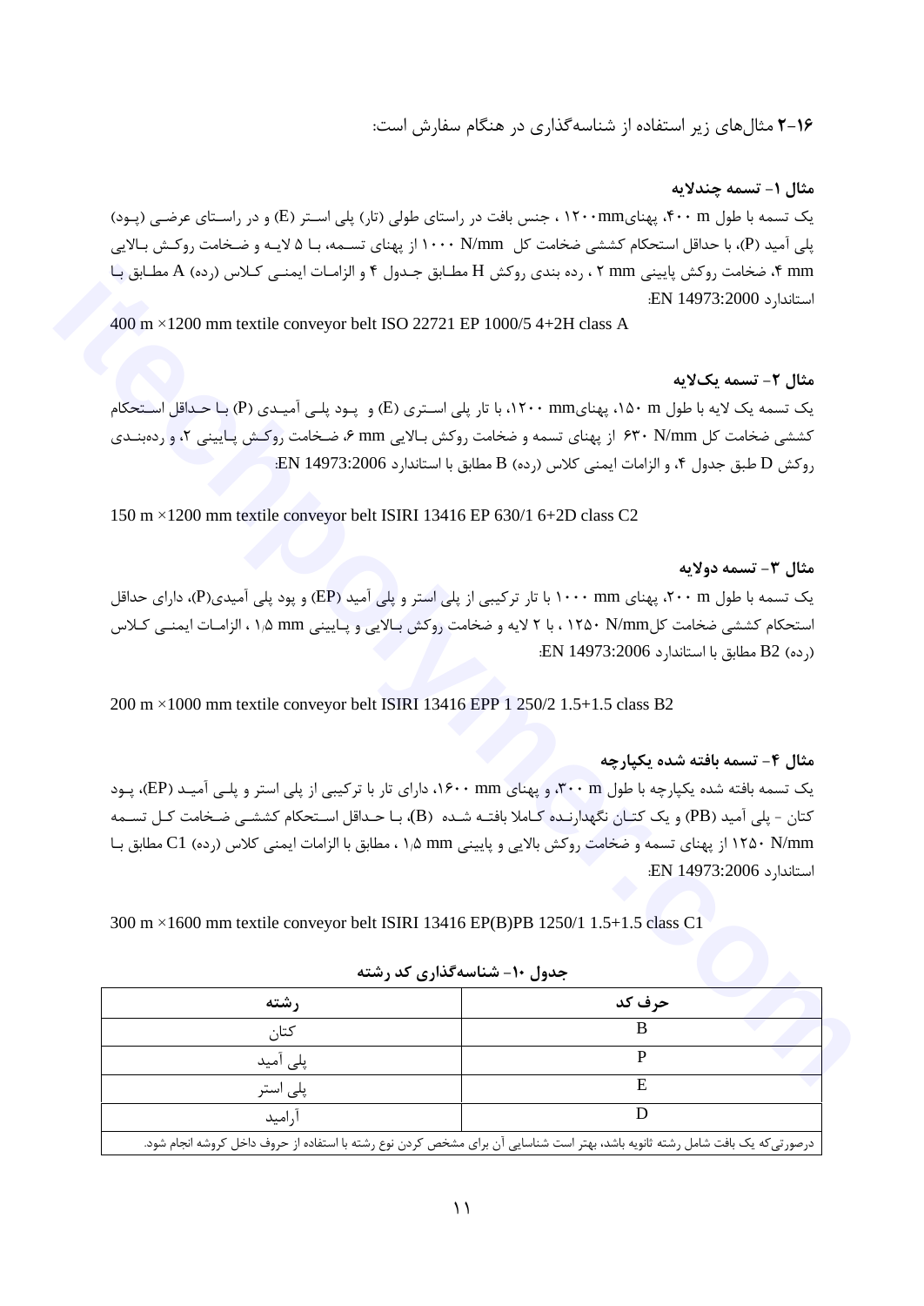**۲-۱۶** مثال‌های زیر استفاده از شناسه‌گذاری در هنگام سفارش است:

**مثال ۱- تسمه چندلایه**

یک تسمه با طول ۴۰۰ m، پهنای۱۲۰۰mm ، جنس بافت در راستای طولی (تار) پلی استر (E) و در راستای عرضی (پود) پلی آمید (P)، با حداقل استحکام کششی ضخامت کل ۱۰۰۰ N/mm از پهنای تسمه، با ۵ لایه و ضخامت روکش بالایی ۴ mm، ضخامت روکش پایینی ۲ mm ، رده بندی روکش H مطابق جدول ۴ و الزامات ایمنی کلاس (رده) A مطابق با استاندارد EN 14973:2000:

400 m ×1200 mm textile conveyor belt ISO 22721 EP 1000/5 4+2H class A

**مثال ۲- تسمه یک‌لایه**

یک تسمه یک لایه با طول ۱۵۰ m، پهنای۱۲۰۰ mm، با تار پلی استری (E) و پود پلی آمیدی (P) با حداقل استحکام کششی ضخامت کل ۶۳۰ N/mm از پهنای تسمه و ضخامت روکش بالایی ۶ mm، ضخامت روکش پایینی ۲، و رده‌بندی روکش D طبق جدول ۴، و الزامات ایمنی کلاس (رده) B مطابق با استاندارد EN 14973:2006:

150 m ×1200 mm textile conveyor belt ISIRI 13416 EP 630/1 6+2D class C2

**مثال ۳- تسمه دولایه**

یک تسمه با طول ۲۰۰ m، پهنای ۱۰۰۰ mm با تار ترکیبی از پلی استر و پلی آمید (EP) و پود پلی آمیدی(P)، دارای حداقل استحکام کششی ضخامت کل۱۲۵۰ N/mm ، با ۲ لایه و ضخامت روکش بالایی و پایینی ۱٫۵ mm ، الزامات ایمنی کلاس (رده) B2 مطابق با استاندارد EN 14973:2006:

200 m ×1000 mm textile conveyor belt ISIRI 13416 EPP 1 250/2 1.5+1.5 class B2

**مثال ۴- تسمه بافته شده یکپارچه**

یک تسمه بافته شده یکپارچه با طول ۳۰۰ m، و پهنای ۱۶۰۰ mm، دارای تار با ترکیبی از پلی استر و پلی آمید (EP)، پود کتان - پلی آمید (PB) و یک کتان نگهدارنده کاملا بافته شده (B)، با حداقل استحکام کششی ضخامت کل تسمه ۱۲۵۰ N/mm از پهنای تسمه و ضخامت روکش بالایی و پایینی ۱٫۵ mm ، مطابق با الزامات ایمنی کلاس (رده) C1 مطابق با استاندارد EN 14973:2006:

300 m ×1600 mm textile conveyor belt ISIRI 13416 EP(B)PB 1250/1 1.5+1.5 class C1

**جدول ۱۰- شناسه‌گذاری کد رشته**

| رشته | حرف کد |
|---|---|
| کتان | B |
| پلی آمید | P |
| پلی استر | E |
| آرامید | D |
| درصورتی‌که یک بافت شامل رشته ثانویه باشد، بهتر است شناسایی آن برای مشخص کردن نوع رشته با استفاده از حروف داخل کروشه انجام شود. | |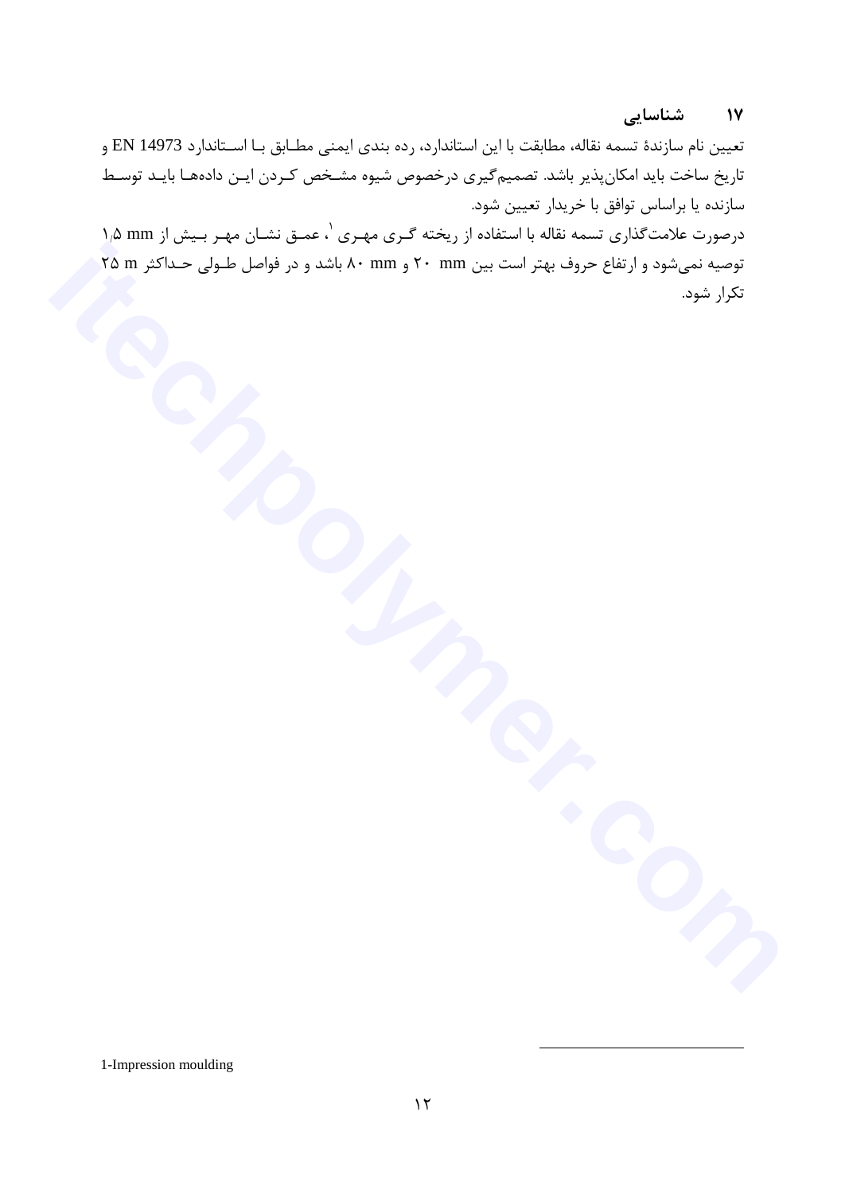## ۱۷ شناسایی

تعیین نام سازندهٔ تسمه نقاله، مطابقت با این استاندارد، رده بندی ایمنی مطابق با استاندارد EN 14973 و تاریخ ساخت باید امکان‌پذیر باشد. تصمیم‌گیری درخصوص شیوه مشخص کردن این داده‌ها باید توسط سازنده یا براساس توافق با خریدار تعیین شود.

درصورت علامت‌گذاری تسمه نقاله با استفاده از ریخته گری مهری [1]، عمق نشان مهر بیش از ۱٫۵ mm توصیه نمی‌شود و ارتفاع حروف بهتر است بین ۲۰ mm و ۸۰ mm باشد و در فواصل طولی حداکثر ۲۵ m تکرار شود.

---

1-Impression moulding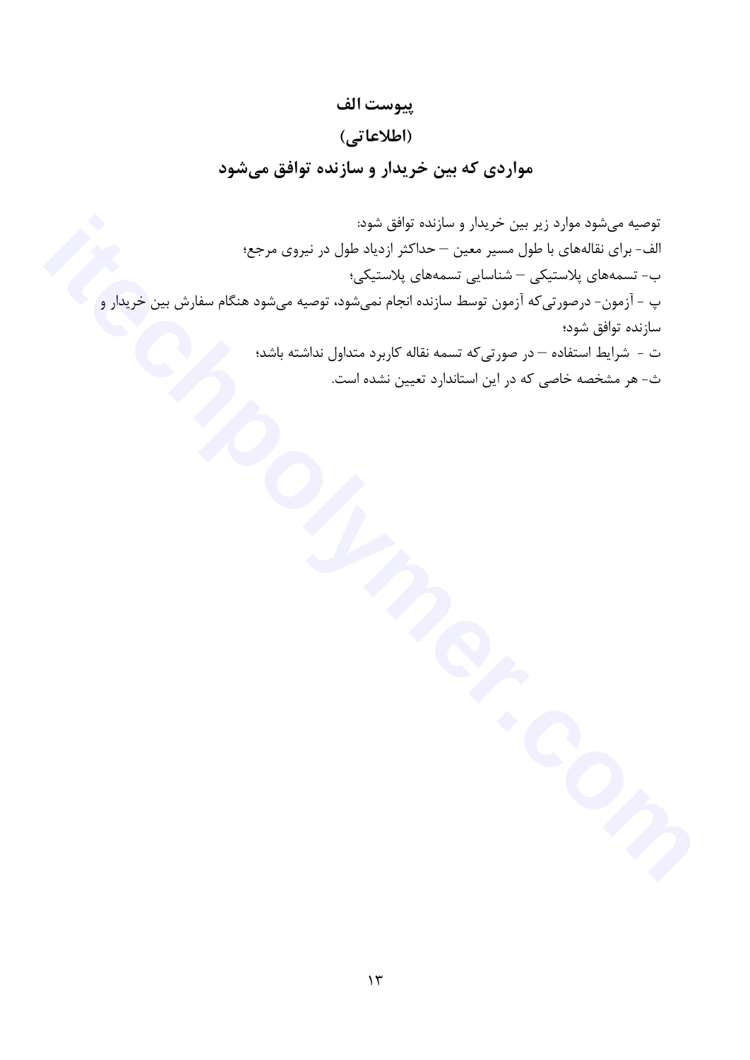# پیوست الف

## (اطلاعاتی)

## مواردی که بین خریدار و سازنده توافق می‌شود

توصیه می‌شود موارد زیر بین خریدار و سازنده توافق شود:

الف- برای نقاله‌های با طول مسیر معین – حداکثر ازدیاد طول در نیروی مرجع؛

ب- تسمه‌های پلاستیکی – شناسایی تسمه‌های پلاستیکی؛

پ - آزمون- درصورتی‌که آزمون توسط سازنده انجام نمی‌شود، توصیه می‌شود هنگام سفارش بین خریدار و سازنده توافق شود؛

ت - شرایط استفاده – در صورتی‌که تسمه نقاله کاربرد متداول نداشته باشد؛

ث- هر مشخصه خاصی که در این استاندارد تعیین نشده است.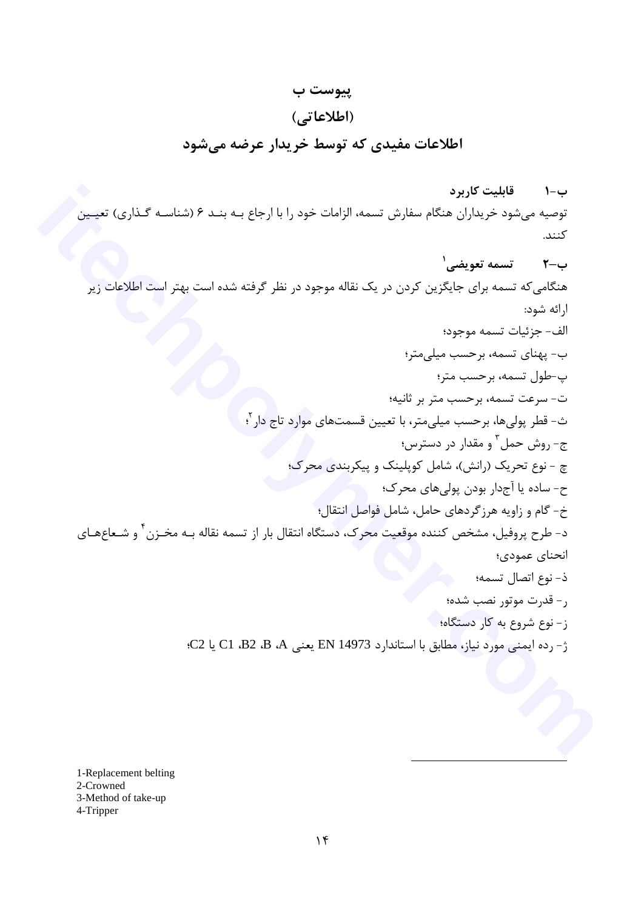# پیوست ب

## (اطلاعاتی)

## اطلاعات مفیدی که توسط خریدار عرضه می‌شود

### ب-۱ قابلیت کاربرد

توصیه می‌شود خریداران هنگام سفارش تسمه، الزامات خود را با ارجاع بـه بنـد ۶ (شناسـه گـذاری) تعیـین کنند.

### ب-۲ تسمه تعویضی[1]

هنگامی‌که تسمه برای جایگزین کردن در یک نقاله موجود در نظر گرفته شده است بهتر است اطلاعات زیر ارائه شود:

الف- جزئیات تسمه موجود؛

ب- پهنای تسمه، برحسب میلی‌متر؛

پ-طول تسمه، برحسب متر؛

ت- سرعت تسمه، برحسب متر بر ثانیه؛

ث- قطر پولی‌ها، برحسب میلی‌متر، با تعیین قسمت‌های موارد تاج دار[2]؛

ج- روش حمل[3] و مقدار در دسترس؛

چ - نوع تحریک (رانش)، شامل کوپلینک و پیکربندی محرک؛

ح- ساده یا آجدار بودن پولی‌های محرک؛

خ- گام و زاویه هرزگردهای حامل، شامل فواصل انتقال؛

د- طرح پروفیل، مشخص کننده موقعیت محرک، دستگاه انتقال بار از تسمه نقاله بـه مخـزن[4] و شـعاع‌هـای انحنای عمودی؛

ذ- نوع اتصال تسمه؛

ر- قدرت موتور نصب شده؛

ز- نوع شروع به کار دستگاه؛

ژ- رده ایمنی مورد نیاز، مطابق با استاندارد EN 14973 یعنی A، B، B2، C1 یا C2؛

---

1-Replacement belting
2-Crowned
3-Method of take-up
4-Tripper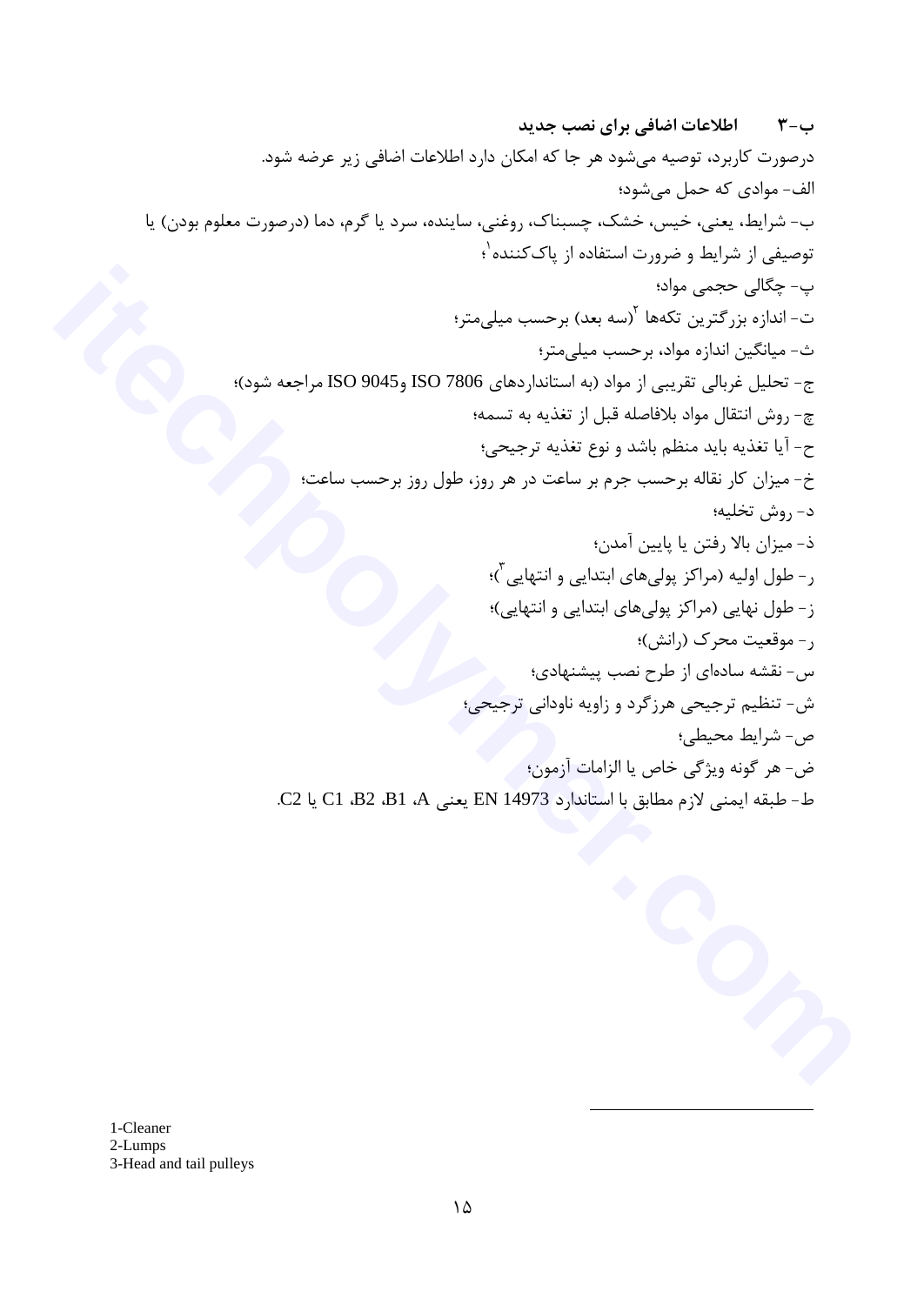### ب-۳ اطلاعات اضافی برای نصب جدید

درصورت کاربرد، توصیه می‌شود هر جا که امکان دارد اطلاعات اضافی زیر عرضه شود.

الف- موادی که حمل می‌شود؛

ب- شرایط، یعنی، خیس، خشک، چسبناک، روغنی، ساینده، سرد یا گرم، دما (درصورت معلوم بودن) یا توصیفی از شرایط و ضرورت استفاده از پاک‌کننده[1]؛

پ- چگالی حجمی مواد؛

ت- اندازه بزرگترین تکه‌ها [2](سه بعد) برحسب میلی‌متر؛

ث- میانگین اندازه مواد، برحسب میلی‌متر؛

ج- تحلیل غربالی تقریبی از مواد (به استانداردهای ISO 7806 و9045 ISO مراجعه شود)؛

چ- روش انتقال مواد بلافاصله قبل از تغذیه به تسمه؛

ح- آیا تغذیه باید منظم باشد و نوع تغذیه ترجیحی؛

خ- میزان کار نقاله برحسب جرم بر ساعت در هر روز، طول روز برحسب ساعت؛

د- روش تخلیه؛

ذ- میزان بالا رفتن یا پایین آمدن؛

ر- طول اولیه (مراکز پولی‌های ابتدایی و انتهایی[3])؛

ز- طول نهایی (مراکز پولی‌های ابتدایی و انتهایی)؛

ر- موقعیت محرک (رانش)؛

س- نقشه ساده‌ای از طرح نصب پیشنهادی؛

ش- تنظیم ترجیحی هرزگرد و زاویه ناودانی ترجیحی؛

ص- شرایط محیطی؛

ض- هر گونه ویژگی خاص یا الزامات آزمون؛

ط- طبقه ایمنی لازم مطابق با استاندارد EN 14973 یعنی A، B1، B2، C1 یا C2.

---

1-Cleaner
2-Lumps
3-Head and tail pulleys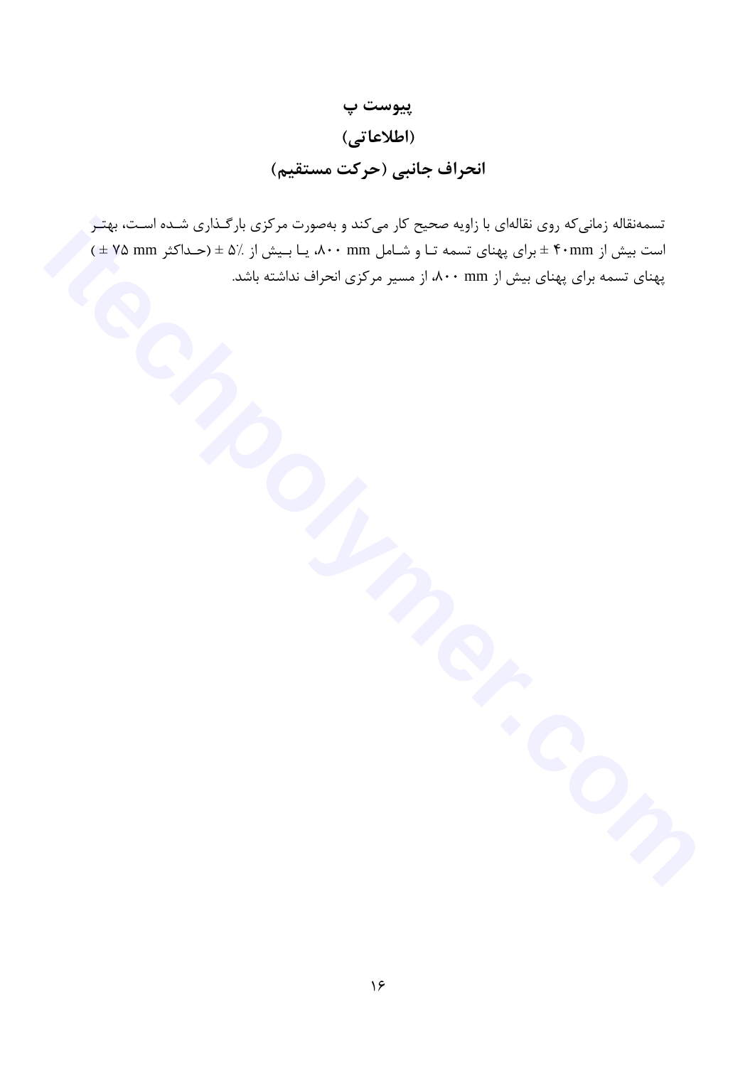# پیوست پ

## (اطلاعاتی)

## انحراف جانبی (حرکت مستقیم)

تسمه‌نقاله زمانی‌که روی نقاله‌ای با زاویه صحیح کار می‌کند و به‌صورت مرکزی بارگذاری شده است، بهتر است بیش از ۴۰mm ± برای پهنای تسمه تا و شامل ۸۰۰ mm، یا بیش از ٪۵ ± (حداکثر ۷۵ mm ± ) پهنای تسمه برای پهنای بیش از ۸۰۰ mm، از مسیر مرکزی انحراف نداشته باشد.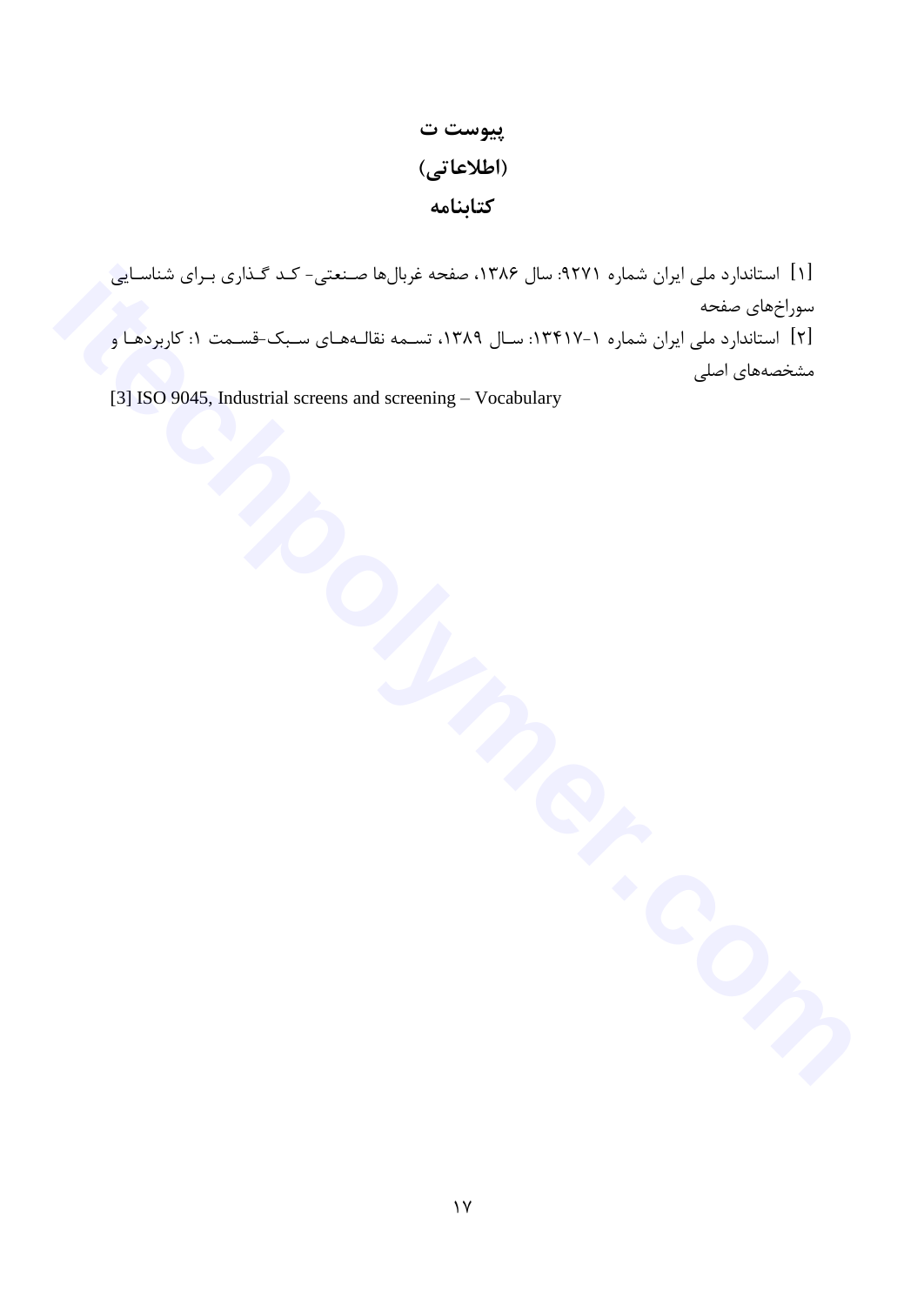# پیوست ت

## (اطلاعاتی)

## کتابنامه

[۱] استاندارد ملی ایران شماره ۹۲۷۱: سال ۱۳۸۶، صفحه غربال‌ها صنعتی- کد گذاری برای شناسایی سوراخ‌های صفحه

[۲] استاندارد ملی ایران شماره ۱-۱۳۴۱۷: سال ۱۳۸۹، تسمه نقاله‌های سبک-قسمت ۱: کاربردها و مشخصه‌های اصلی

[3] ISO 9045, Industrial screens and screening – Vocabulary